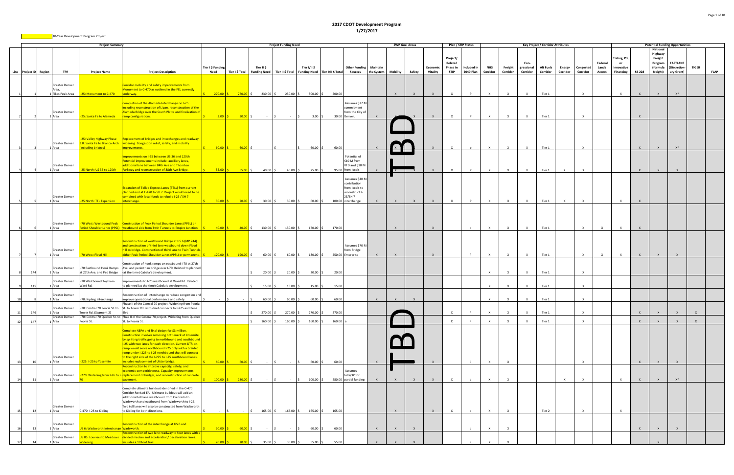# 2017 CDOT Development Program
## 1/27/2017

10-Year Development Program Project

| | | | Project Summary | | | Project Funding Need | | | | | | | | | SWP Goal Areas | | | | Plan / STIP Status | | Key Project / Corridor Attributes | | | | | | | | Potential Funding Opportunities | | | | | |
|---|---|---|---|---|---|---|---|---|---|---|---|---|---|---|---|---|---|---|---|---|---|---|---|---|---|---|---|---|---|---|---|---|---|---|
| Line | Project ID | Region | TPR | Project Name | Project Description | Tier I $ Funding Need | Tier I $ Total | Tier II $ Funding Need | Tier II $ Total | Tier I/II $ Funding Need | Tier I/II $ Total | Other Funding Sources | Maintain the System | Mobility | Safety | Economic Vitality | Project/ Related Phase in STIP | Included in 2040 Plan | NHS Corridor | Freight Corridor | Con-gressional Corridor | Alt Fuels Corridor | Energy Corridor | Congested Corridor | Federal Lands Access | Tolling, P3, or Innovative Financing | SB 228 | National Highway Freight Program (formula freight) | FASTLANE (Discretion-ary Grant) | TIGER | FLAP |
| 1 | 1 | 1 | Greater Denver Area, Pikes Peak Area | I-25: Monument to C-470 | Corridor mobility and safety improvements from Monument to C-470 as outlined in the PEL currently underway. | $ 270.00 | $ 270.00 | $ 230.00 | $ 230.00 | $ 500.00 | $ 500.00 | | | X | X | X | X | P | X | X | X | Tier 1 | | X | | X | X | X | X* | | |
| 2 | 2 | 1 | Greater Denver Area | I-25: Santa Fe to Alameda | Completion of the Alameda Interchange on I-25 including reconstruction of the Lipan, reconstruction of the Alameda Bridge over the South Platte and finalization of ramp configurations. | $ 3.00 | $ 30.00 | $ - | $ - | $ 3.00 | $ 30.00 | Assumes $27 M commitment from the City of Denver. | X | X | X | X | X | P | X | X | X | Tier 1 | | X | | | X | | | | |
| 3 | 3 | 1 | Greater Denver Area | I-25: Valley Highway Phase 3.0: Santa Fe to Bronco Arch (including bridges) | Replacement of bridges and interchanges and roadway widening. Congestion relief, safety, and mobility improvements. | $ 60.00 | $ 60.00 | $ - | $ - | $ 60.00 | $ 60.00 | | X | X | | X | X | p | X | X | X | Tier 1 | | X | | | X | X | X* | | |
| 4 | 4 | 1 | Greater Denver Area | I-25 North: US 36 to 120th | Improvements on I-25 between US 36 and 120th Potential improvements include: auxiliary lanes, additional lane between 84th Ave and Thornton Parkway and reconstruction of 88th Ave Bridge. | $ 35.00 | $ 55.00 | $ 40.00 | $ 40.00 | $ 75.00 | $ 95.00 | Potential of $10 M from RTD and $10 M from locals | X | X | X | X | X | P | X | X | X | Tier 1 | X | X | | | X | X | X | | |
| 5 | 5 | 1 | Greater Denver Area | I-25 North: TEL Expansion | Expansion of Tolled Express Lanes (TELs) from current planned end at E-470 to SH 7. Project would need to be combined with local funds to rebuild I-25 / SH 7 interchange. | $ 30.00 | $ 70.00 | $ 30.00 | $ 30.00 | $ 60.00 | $ 100.00 | Assumes $40 M contribution from locals to reconstruct I-25/SH 7 interchange | X | X | X | X | X | P | X | X | X | Tier 1 | X | X | | X | X | | | | |
| 6 | 6 | 1 | Greater Denver Area | I-70 West: Westbound Peak Period Shoulder Lanes (PPSL) | Construction of Peak Period Shoulder Lanes (PPSL) on westbound side from Twin Tunnels to Empire Junction. | $ 40.00 | $ 40.00 | $ 130.00 | $ 130.00 | $ 170.00 | $ 170.00 | | | X | | X | | p | X | X | X | Tier 1 | | X | X | X | X | | | | |
| 7 | 7 | 1 | Greater Denver Area | I-70 West: Floyd Hill | Reconstruction of westbound Bridge at US 6 (MP 244) and construction of third lane westbound down Floyd Hill to bridge. Construction of third lane to Twin Tunnels-either Peak Period Shoulder Lanes (PPSL) or permanent. | $ 120.00 | $ 190.00 | $ 60.00 | $ 60.00 | $ 180.00 | $ 250.00 | Assumes $70 M from Bridge Enterprise | X | X | | X | | P | X | X | X | Tier 1 | | X | X | X | X | X | X | | |
| 8 | 144 | 1 | Greater Denver Area | I-70 Eastbound Hook Ramps at 27th Ave. and Ped Bridge | Construction of hook ramps on eastbound I-70 at 27th Ave. and pedestrian bridge over I-70. Related to planned (at the time) Cabela's development. | | | $ 20.00 | $ 20.00 | $ 20.00 | $ 20.00 | | | | | | | | X | X | X | Tier 1 | | X | | | | | | | |
| 9 | 145 | 1 | Greater Denver Area | I-70 Westbound To/From Ward Rd. | Improvements to I-70 westbound at Ward Rd. Related to planned (at the time) Cabela's development. | | | $ 15.00 | $ 15.00 | $ 15.00 | $ 15.00 | | | | | | | | X | X | X | Tier 1 | | X | | | | | | | |
| 10 | 8 | 1 | Greater Denver Area | I-70: Kipling Interchange | Reconstruction of interchange to reduce congestion and improve operational performance and safety. | $ - | $ - | $ 60.00 | $ 60.00 | $ 60.00 | $ 60.00 | | X | X | X | | | | X | X | X | Tier 1 | | X | | | | | | | |
| 11 | 146 | 1 | Greater Denver Area | I-70: Central 70 Peoria St. to Tower Rd. (Segment 2) | Phase II of the Central 70 project. Widening from Peoria St. to Tower Rd. with direct connects to I-225 and Pena Blvd. | | | $ 270.00 | $ 270.00 | $ 270.00 | $ 270.00 | | | | | | X | P | X | X | X | Tier 1 | | X | | | X | X | X | X | |
| 12 | 147 | 1 | Greater Denver Area | I-70: Central 70 Quebec St. to Peoria St. | Phase II of the Central 70 project. Widening from Quebec St. to Peoria St. | | | $ 160.00 | $ 160.00 | $ 160.00 | $ 160.00 | a | | | | | X | P | X | X | X | Tier 1 | | X | | | X | X | X | X | |
| 13 | 10 | 1 | Greater Denver Area | I-225: I-25 to Yosemite | Complete NEPA and final design for $3 million. Construction involves removing bottleneck at Yosemite by splitting traffic going to northbound and southbound I-25 with two lanes for each direction. Current DTR on-ramp would serve northbound I-25 only with a braided ramp under I-225 to I-25 northbound that will connect to the right side of the I-225 to I-25 southbound lanes. Includes replacement of Ulster bridge. | $ 60.00 | $ 60.00 | $ - | $ - | $ 60.00 | $ 60.00 | | X | | | X | | P | X | X | | | | X | | | X | X | X | | |
| 14 | 11 | 1 | Greater Denver Area | I-270: Widening from I-76 to I-70 | Reconstruction to improve capacity, safety, and economic competitiveness. Capacity improvements, replacement of bridges, and reconstruction of concrete pavement. | $ 100.00 | $ 280.00 | $ - | $ - | $ 100.00 | $ 280.00 | Assumes tolls/3P for partial funding | X | X | X | X | X | p | X | X | | | X | X | | X | X | X | X* | | |
| 15 | 12 | 1 | Greater Denver Area | C-470: I-25 to Kipling | Complete ultimate buildout identified in the C-470 Corridor Revised EA. Ultimate buildout will add an additional toll lane westbound from Colorado to Wadsworth and eastbound from Wadsworth to I-25. Two toll lanes will also be constructed from Wadsworth to Kipling for both directions. | $ - | $ - | $ 165.00 | $ 165.00 | $ 165.00 | $ 165.00 | | | X | | X | X | p | X | X | | Tier 2 | | X | | X | | | | | |
| 16 | 13 | 1 | Greater Denver Area | US 6: Wadsworth Interchange | Reconstruction of the interchange at US 6 and Wadsworth. | $ 60.00 | $ 60.00 | $ - | $ - | $ 60.00 | $ 60.00 | | X | X | X | | | p | X | X | | | | | | | X | X | X | | |
| 17 | 14 | 1 | Greater Denver Area | US 85: Louviers to Meadows Widening | Reconstruction of two lane roadway to four lanes with a divided median and acceleration/ deceleration lanes. Includes a 10 foot trail. | $ 20.00 | $ 20.00 | $ 35.00 | $ 35.00 | $ 55.00 | $ 55.00 | | X | X | X | | | P | X | X | | | | | | | | X | | | |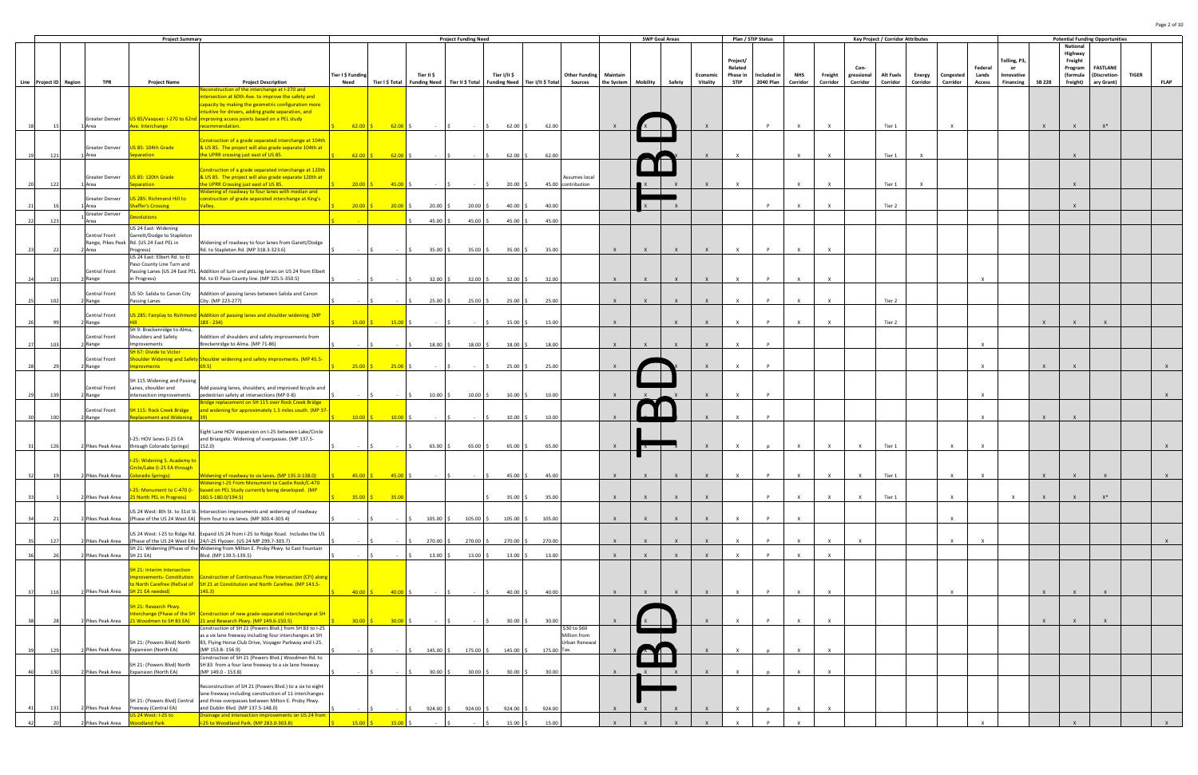| Project Summary | | | | | | Project Funding Need | | | | | | | SWP Goal Areas | | | | Plan / STIP Status | | Key Project / Corridor Attributes | | | | | | | Potential Funding Opportunities | | | | | |
|---|---|---|---|---|---|---|---|---|---|---|---|---|---|---|---|---|---|---|---|---|---|---|---|---|---|---|---|---|---|---|---|
| Line | Project ID | Region | TPR | Project Name | Project Description | Tier I $ Funding Need | Tier I $ Total | Tier II $ Funding Need | Tier II $ Total | Tier I/II $ Funding Need | Tier I/II $ Total | Other Funding Sources | Maintain the System | Mobility | Safety | Economic Vitality | Project/ Related Phase in STIP | Included in 2040 Plan | NHS Corridor | Freight Corridor | Con-gressional Corridor | Alt Fuels Corridor | Energy Corridor | Congested Corridor | Federal Lands Access | Tolling, P3, or Innovative Financing | SB 228 | National Highway Freight Program (formula freight) | FASTLANE (Discretionary Grant) | TIGER | FLAP |
| 18 | 15 | 1 | Greater Denver Area | US 85/Vasquez: I-270 to 62nd Ave. Interchange | Reconstruction of the interchange at I-270 and intersection at 60th Ave. to improve the safety and capacity by making the geometric configuration more intuitive for drivers, adding grade separation, and improving access points based on a PEL study recommendation. | 62.00 | 62.00 | - | - | 62.00 | 62.00 | | X | X | | X | | P | X | X | | Tier 1 | | X | | | X | X | X* | | |
| 19 | 121 | 1 | Greater Denver Area | US 85: 104th Grade Separation | Construction of a grade separated interchange at 104th & US 85. The project will also grade separate 104th at the UPRR crossing just east of US 85. | 62.00 | 62.00 | - | - | 62.00 | 62.00 | | | | X | X | X | | X | X | | Tier 1 | X | | | | | X | | | |
| 20 | 122 | 1 | Greater Denver Area | US 85: 120th Grade Separation | Construction of a grade separated interchange at 120th & US 85. The project will also grade separate 120th at the UPRR Crossing just east of US 85. | 20.00 | 45.00 | - | - | 20.00 | 45.00 | Assumes local contribution | | X | X | X | X | | X | X | | Tier 1 | X | | | | | X | | | |
| 21 | 16 | 1 | Greater Denver Area | US 285: Richmond Hill to Shaffer's Crossing | Widening of roadway to four lanes with median and construction of grade separated interchange at King's Valley. | 20.00 | 20.00 | 20.00 | 20.00 | 40.00 | 40.00 | | | X | X | | | P | X | X | | Tier 2 | | | | | | X | | | |
| 22 | 123 | 1 | Greater Denver Area | Devolutions | | - | | 45.00 | 45.00 | 45.00 | 45.00 | | | | | | | | | | | | | | | | | | | | |
| 23 | 22 | 2 | Central Front Range, Pikes Peak Area | US 24 East: Widening Garrett/Dodge to Stapleton Rd. (US 24 East PEL in Progress) | Widening of roadway to four lanes from Garett/Dodge Rd. to Stapleton Rd. (MP 318.3-323.6). | - | - | 35.00 | 35.00 | 35.00 | 35.00 | | X | X | X | X | X | P | X | X | | | | | | | | | | | |
| 24 | 101 | 2 | Central Front Range | US 24 East: Elbert Rd. to El Paso County Line Turn and Passing Lanes (US 24 East PEL in Progress) | Addition of turn and passing lanes on US 24 from Elbert Rd. to El Paso County line. (MP 325.5-350.5). | - | - | 32.00 | 32.00 | 32.00 | 32.00 | | X | X | X | X | X | P | X | X | | | | | X | | | | | | |
| 25 | 102 | 2 | Central Front Range | US 50: Salida to Canon City Passing Lanes | Addition of passing lanes between Salida and Canon City. (MP 223-277) | - | - | 25.00 | 25.00 | 25.00 | 25.00 | | X | X | X | X | X | P | X | X | | Tier 2 | | | | | | | | | |
| 26 | 99 | 2 | Central Front Range | US 285: Fairplay to Richmond Hill | Addition of passing lanes and shoulder widening. (MP 183 - 234) | 15.00 | 15.00 | - | - | 15.00 | 15.00 | | X | | X | X | X | P | X | X | | Tier 2 | | | | | X | X | X | | |
| 27 | 103 | 2 | Central Front Range | SH 9: Breckenridge to Alma, Shoulders and Safety Improvements | Addition of shoulders and safety improvements from Breckenridge to Alma. (MP 71-86) | - | - | 18.00 | 18.00 | 18.00 | 18.00 | | X | X | X | X | X | P | | | | | | | X | | | | | | |
| 28 | 29 | 2 | Central Front Range | SH 67: Divide to Victor Shoulder Widening and Safety Improvements | Shoulder widening and safety improvments. (MP 45.5-69.5) | 25.00 | 25.00 | - | - | 25.00 | 25.00 | | X | | X | X | X | P | | | | | | | X | | X | X | | | X |
| 29 | 139 | 2 | Central Front Range | SH 115 Widening and Passing Lanes, shoulder and intersection improvements | Add passing lanes, shoulders, and improved bicycle and pedestrian safety at intersections (MP 0-8) | - | - | 10.00 | 10.00 | 10.00 | 10.00 | | X | X | X | X | X | P | | | | | | | X | | | | | | X |
| 30 | 100 | 2 | Central Front Range | SH 115: Rock Creek Bridge Replacement and Widening | Bridge replacement on SH 115 over Rock Creek Bridge and widening for approximately 1.5 miles south. (MP 37-39) | 10.00 | 10.00 | - | - | 10.00 | 10.00 | | X | | | X | X | P | | | | | | | X | | X | X | | | |
| 31 | 126 | 2 | Pikes Peak Area | I-25: HOV lanes (I-25 EA through Colorado Springs) | Eight Lane HOV expansion on I-25 between Lake/Circle and Briargate. Widening of overpasses. (MP 137.5-152.0) | - | - | 65.00 | 65.00 | 65.00 | 65.00 | | X | X | X | X | X | p | X | X | X | Tier 1 | | X | X | | | | | | X |
| 32 | 19 | 2 | Pikes Peak Area | I-25: Widening S. Academy to Circle/Lake (I-25 EA through Colorado Springs) | Widening of roadway to six lanes (MP 135.0-138.0) | 45.00 | 45.00 | - | - | 45.00 | 45.00 | | X | X | X | X | X | P | X | X | X | Tier 1 | | X | X | | X | X | X | | X |
| 33 | 1 | 2 | Pikes Peak Area | I-25: Monument to C-470 (I-25 North PEL in Progress) | Widening I-25 From Monument to Castle Rock/C-470 based on PEL Study currently being developed. (MP 160.5-180.0/194.5) | 35.00 | 35.00 | - | - | 35.00 | 35.00 | | X | X | X | X | | P | X | X | X | Tier 1 | | X | | X | X | X | X* | | |
| 34 | 21 | 2 | Pikes Peak Area | US 24 West: 8th St. to 31st St. (Phase of the US 24 West EA) | Intersection Improvments and widening of roadway from four to six lanes. (MP 300.4-303.4) | - | - | 105.00 | 105.00 | 105.00 | 105.00 | | X | X | X | X | X | P | X | | | | | X | | | | | | | |
| 35 | 127 | 2 | Pikes Peak Area | US 24 West: I-25 to Ridge Rd. (Phase of the US 24 West EA) | Expand US 24 from I-25 to Ridge Road. Includes the US 24/I-25 Flyover. (US 24 MP 299.7-303.7) | - | - | 270.00 | 270.00 | 270.00 | 270.00 | | X | X | X | X | X | P | X | X | X | | | X | X | | | | | | X |
| 36 | 26 | 2 | Pikes Peak Area | SH 21: Widening (Phase of the SH 21 EA) | Widening from Milton E. Proby Pkwy. to East Fountain Blvd. (MP 139.5-139.5) | - | - | 13.00 | 13.00 | 13.00 | 13.00 | | X | X | X | X | X | P | X | X | | | | | | | | | | | |
| 37 | 116 | 2 | Pikes Peak Area | SH 21: Interim Intersection Improvements- Constitution to North Carefree (ReEval of SH 21 EA needed) | Construction of Continuous Flow Intersection (CFI) along SH 21 at Constitution and North Carefree. (MP 143.5-145.3) | 40.00 | 40.00 | - | - | 40.00 | 40.00 | | X | X | X | X | X | P | X | X | | | | X | | | X | X | X | | |
| 38 | 28 | 2 | Pikes Peak Area | SH 21: Research Pkwy. Interchange (Phase of the SH 21 Woodmen to SH 83 EA) | Construction of new grade-separated interchange at SH 21 and Research Pkwy. (MP 149.6-150.5) | 30.00 | 30.00 | - | - | 30.00 | 30.00 | | X | X | | X | X | P | X | X | | | | | | | X | X | X | | |
| 39 | 129 | 2 | Pikes Peak Area | SH 21: (Powers Blvd) North Expansion (North EA) | Construction of SH 21 (Powers Blvd.) from SH 83 to I-25 as a six lane freeway including four interchanges at SH 83, Flying Horse Club Drive, Voyager Parkway and I-25. (MP 153.8- 156.9) | - | - | 145.00 | 175.00 | 145.00 | 175.00 | $30 to $60 Million from Urban Renewal Tax. | X | | | X | X | p | X | X | | | | | | | | | | | |
| 40 | 130 | 2 | Pikes Peak Area | SH 21: (Powers Blvd) North Expansion (North EA) | Construction of SH 21 (Powers Blvd.) Woodmen Rd. to SH 83 from a four lane freeway to a six lane freeway. (MP 149.0 - 153.8) | - | - | 30.00 | 30.00 | 30.00 | 30.00 | | X | X | X | X | X | p | X | X | | | | | | | | | | | |
| 41 | 131 | 2 | Pikes Peak Area | SH 21: (Powers Blvd) Central Freeway (Central EA) | Reconstruction of SH 21 (Powers Blvd.) to a six to eight lane freeway including construction of 11 interchanges and three overpasses between Milton E. Proby Pkwy. and Dublin Blvd. (MP 137.5-148.0) | - | - | 924.00 | 924.00 | 924.00 | 924.00 | | X | X | X | X | X | p | X | X | | | | | | | | | | | |
| 42 | 20 | 2 | Pikes Peak Area | US 24 West: I-25 to Woodland Park | Drainage and intersection improvements on US 24 from I-25 to Woodland Park. (MP 283.0-303.8) | 15.00 | 15.00 | - | - | 15.00 | 15.00 | | X | X | X | X | X | P | X | | | | | | X | | | X | | | X |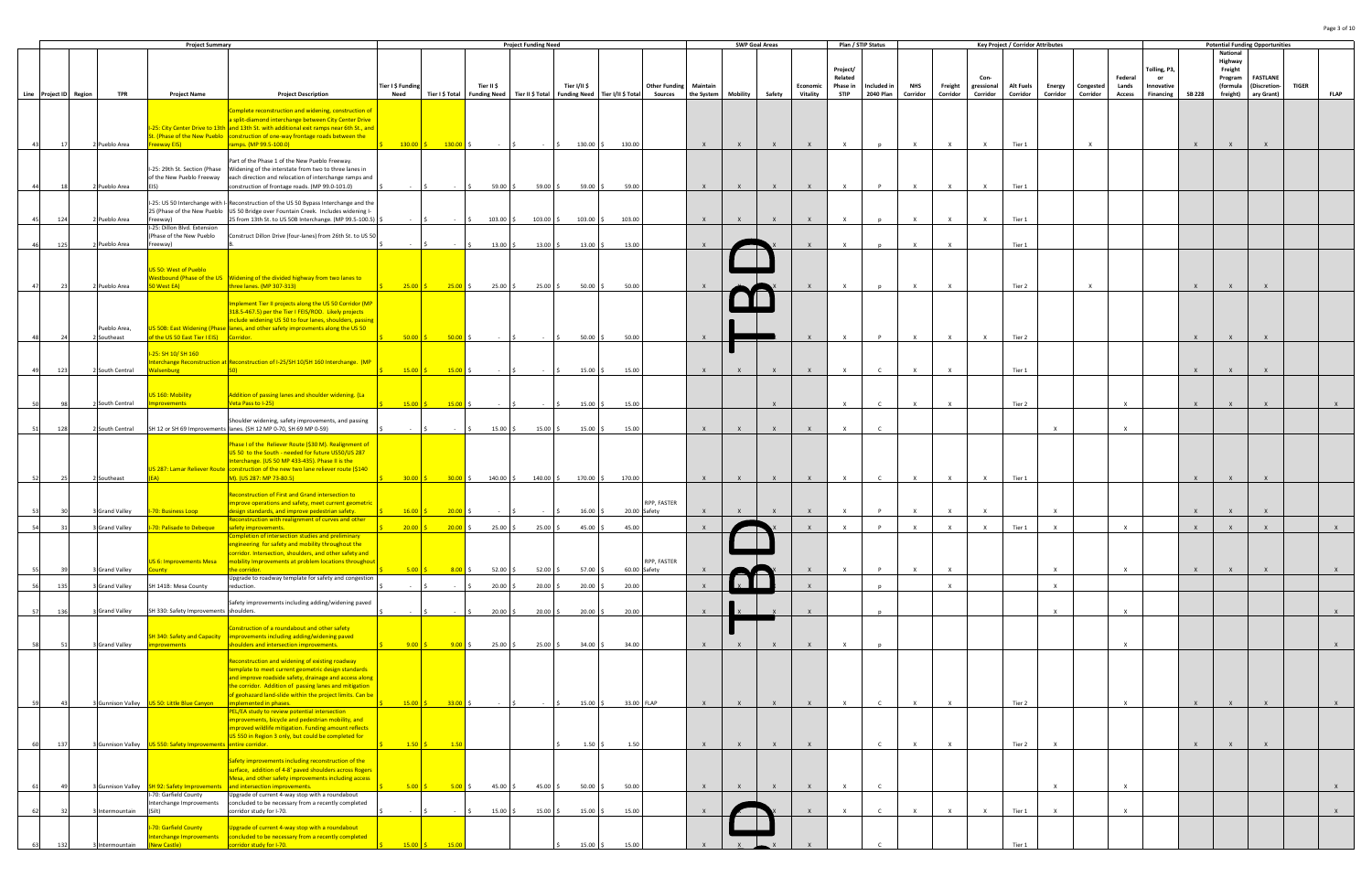| Line | Project ID | Region | TPR | Project Name | Project Description | Tier I $ Funding Need | Tier I $ Total | Tier II $ Funding Need | Tier II $ Total | Tier I/II $ Funding Need | Tier I/II $ Total | Other Funding Sources | Maintain the System | Mobility | Safety | Economic Vitality | Project/ Related Phase in STIP | Included in 2040 Plan | NHS Corridor | Freight Corridor | Con-gressional Corridor | Alt Fuels Corridor | Energy Corridor | Congested Corridor | Federal Lands Access | Tolling, P3, or Innovative Financing | SB 228 | National Highway Freight Program (formula freight) | FASTLANE (Discretion-ary Grant) | TIGER | FLAP |
|---|---|---|---|---|---|---|---|---|---|---|---|---|---|---|---|---|---|---|---|---|---|---|---|---|---|---|---|---|---|---|---|
| | | | | **Project Summary** | | **Project Funding Need** | | | | | | | **SWP Goal Areas** | | | | **Plan / STIP Status** | | **Key Project / Corridor Attributes** | | | | | | | **Potential Funding Opportunities** | | | | | |
| 43 | 17 | 2 | Pueblo Area | I-25: City Center Drive to 13th St. (Phase of the New Pueblo Freeway EIS) | Complete reconstruction and widening, construction of a split-diamond interchange between City Center Drive and 13th St. with additional exit ramps near 6th St., and construction of one-way frontage roads between the ramps. (MP 99.5-100.0) | $ 130.00 | $ 130.00 | $ - | $ - | $ 130.00 | $ 130.00 | | X | X | X | X | X | p | X | X | X | Tier 1 | | X | | | X | X | X | | |
| 44 | 18 | 2 | Pueblo Area | I-25: 29th St. Section (Phase of the New Pueblo Freeway EIS) | Part of the Phase 1 of the New Pueblo Freeway. Widening of the interstate from two to three lanes in each direction and relocation of interchange ramps and construction of frontage roads. (MP 99.0-101.0) | $ - | $ - | $ 59.00 | $ 59.00 | $ 59.00 | $ 59.00 | | X | X | X | X | X | P | X | X | X | Tier 1 | | | | | | | | | |
| 45 | 124 | 2 | Pueblo Area | I-25: US 50 Interchange with I-25 (Phase of the New Pueblo Freeway) | Reconstruction of the US 50 Bypass Interchange and the US 50 Bridge over Fountain Creek. Includes widening I-25 from 13th St. to US 50B Interchange. (MP 99.5-100.5) | $ - | $ - | $ 103.00 | $ 103.00 | $ 103.00 | $ 103.00 | | X | X | X | X | X | p | X | X | X | Tier 1 | | | | | | | | | |
| 46 | 125 | 2 | Pueblo Area | I-25: Dillon Blvd. Extension (Phase of the New Pueblo Freeway) | Construct Dillon Drive (four-lanes) from 26th St. to US 50B. | $ - | $ - | $ 13.00 | $ 13.00 | $ 13.00 | $ 13.00 | | X | | X | X | X | p | X | X | | Tier 1 | | | | | | | | | |
| 47 | 23 | 2 | Pueblo Area | US 50: West of Pueblo Westbound (Phase of the US 50 West EA) | Widening of the divided highway from two lanes to three lanes. (MP 307-313) | $ 25.00 | $ 25.00 | $ 25.00 | $ 25.00 | $ 50.00 | $ 50.00 | | X | | X | X | X | p | X | X | | Tier 2 | | X | | | X | X | X | | |
| 48 | 24 | 2 | Pueblo Area, Southeast | US 50B: East Widening (Phase of the US 50 East Tier I EIS) | Implement Tier II projects along the US 50 Corridor (MP 318.5-467.5) per the Tier I FEIS/ROD. Likely projects include widening US 50 to four lanes, shoulders, passing lanes, and other safety improvements along the US 50 Corridor. | $ 50.00 | $ 50.00 | $ - | $ - | $ 50.00 | $ 50.00 | | X | | | X | X | P | X | X | X | Tier 2 | | | | | X | X | X | | |
| 49 | 123 | 2 | South Central | I-25: SH 10/ SH 160 Interchange Reconstruction at Walsenburg | Reconstruction of I-25/SH 10/SH 160 Interchange. (MP 50) | $ 15.00 | $ 15.00 | $ - | $ - | $ 15.00 | $ 15.00 | | X | X | X | X | X | C | X | X | | Tier 1 | | | | | X | X | X | | |
| 50 | 98 | 2 | South Central | US 160: Mobility Improvements | Addition of passing lanes and shoulder widening. (La Veta Pass to I-25) | $ 15.00 | $ 15.00 | $ - | $ - | $ 15.00 | $ 15.00 | | | | X | | X | C | X | X | | Tier 2 | | | X | | X | X | X | | X |
| 51 | 128 | 2 | South Central | SH 12 or SH 69 Improvements | Shoulder widening, safety improvements, and passing lanes. (SH 12 MP 0-70, SH 69 MP 0-59) | $ - | $ - | $ 15.00 | $ 15.00 | $ 15.00 | $ 15.00 | | X | X | X | X | X | C | | | | | X | | X | | | | | | |
| 52 | 25 | 2 | Southeast | US 287: Lamar Reliever Route (EA) | Phase I of the Reliever Route ($30 M). Realignment of US 50 to the South - needed for future US50/US 287 interchange. (US 50 MP 433-435). Phase II is the construction of the new two lane reliever route ($140 M). (US 287: MP 73-80.5) | $ 30.00 | $ 30.00 | $ 140.00 | $ 140.00 | $ 170.00 | $ 170.00 | | X | X | X | X | X | C | X | X | X | Tier 1 | | | | | X | X | X | | |
| 53 | 30 | 3 | Grand Valley | I-70: Business Loop | Reconstruction of First and Grand intersection to improve operations and safety, meet current geometric design standards, and improve pedestrian safety. | $ 16.00 | $ 20.00 | $ - | $ - | $ 16.00 | $ 20.00 | RPP, FASTER Safety | X | X | X | X | X | P | X | X | X | | X | | | | X | X | X | | |
| 54 | 31 | 3 | Grand Valley | I-70: Palisade to Debeque | Reconstruction with realignment of curves and other safety improvements. | $ 20.00 | $ 20.00 | $ 25.00 | $ 25.00 | $ 45.00 | $ 45.00 | | X | | X | X | X | P | X | X | X | Tier 1 | X | | X | | X | X | X | | X |
| 55 | 39 | 3 | Grand Valley | US 6: Improvements Mesa County | Completion of intersection studies and preliminary engineering for safety and mobility throughout the corridor. Intersection, shoulders, and other safety and mobility Improvements at problem locations throughout the corridor. | $ 5.00 | $ 8.00 | $ 52.00 | $ 52.00 | $ 57.00 | $ 60.00 | RPP, FASTER Safety | X | | X | X | X | P | X | X | | | X | | X | | X | X | X | | X |
| 56 | 135 | 3 | Grand Valley | SH 141B: Mesa County | Upgrade to roadway template for safety and congestion reduction. | $ - | $ - | $ 20.00 | $ 20.00 | $ 20.00 | $ 20.00 | | X | | | X | | p | | X | | | X | | | | | | | | |
| 57 | 136 | 3 | Grand Valley | SH 330: Safety Improvements | Safety improvements including adding/widening paved shoulders. | $ - | $ - | $ 20.00 | $ 20.00 | $ 20.00 | $ 20.00 | | X | X | X | X | | p | | | | | X | | X | | | | | | X |
| 58 | 51 | 3 | Grand Valley | SH 340: Safety and Capacity Improvements | Construction of a roundabout and other safety improvements including adding/widening paved shoulders and intersection improvements. | $ 9.00 | $ 9.00 | $ 25.00 | $ 25.00 | $ 34.00 | $ 34.00 | | X | X | X | X | X | p | | | | | | | X | | | | | | X |
| 59 | 43 | 3 | Gunnison Valley | US 50: Little Blue Canyon | Reconstruction and widening of existing roadway template to meet current geometric design standards and improve roadside safety, drainage and access along the corridor. Addition of passing lanes and mitigation of geohazard land-slide within the project limits. Can be implemented in phases. | $ 15.00 | $ 33.00 | $ - | $ - | $ 15.00 | $ 33.00 | FLAP | X | X | X | X | X | C | X | X | | Tier 2 | | | X | | X | X | X | | X |
| 60 | 137 | 3 | Gunnison Valley | US 550: Safety Improvements | PEL/EA study to review potential intersection improvements, bicycle and pedestrian mobility, and improved wildlife mitigation. Funding amount reflects US 550 in Region 3 only, but could be completed for entire corridor. | $ 1.50 | $ 1.50 | | | $ 1.50 | $ 1.50 | | X | X | X | X | | C | X | X | | Tier 2 | X | | | | X | X | X | | |
| 61 | 49 | 3 | Gunnison Valley | SH 92: Safety Improvements | Safety improvements including reconstruction of the surface, addition of 4-8' paved shoulders across Rogers Mesa, and other safety improvements including access and intersection improvements. | $ 5.00 | $ 5.00 | $ 45.00 | $ 45.00 | $ 50.00 | $ 50.00 | | X | X | X | X | X | C | | | | | X | | X | | | | | | X |
| 62 | 32 | 3 | Intermountain | I-70: Garfield County Interchange Improvements (Silt) | Upgrade of current 4-way stop with a roundabout concluded to be necessary from a recently completed corridor study for I-70. | $ - | $ - | $ 15.00 | $ 15.00 | $ 15.00 | $ 15.00 | | X | | X | X | X | C | X | X | X | Tier 1 | X | | X | | | | | | X |
| 63 | 132 | 3 | Intermountain | I-70: Garfield County Interchange Improvements (New Castle) | Upgrade of current 4-way stop with a roundabout concluded to be necessary from a recently completed corridor study for I-70. | $ 15.00 | $ 15.00 | | | $ 15.00 | $ 15.00 | | X | X | X | X | | C | | | | Tier 1 | | | | | | | | | |

TBD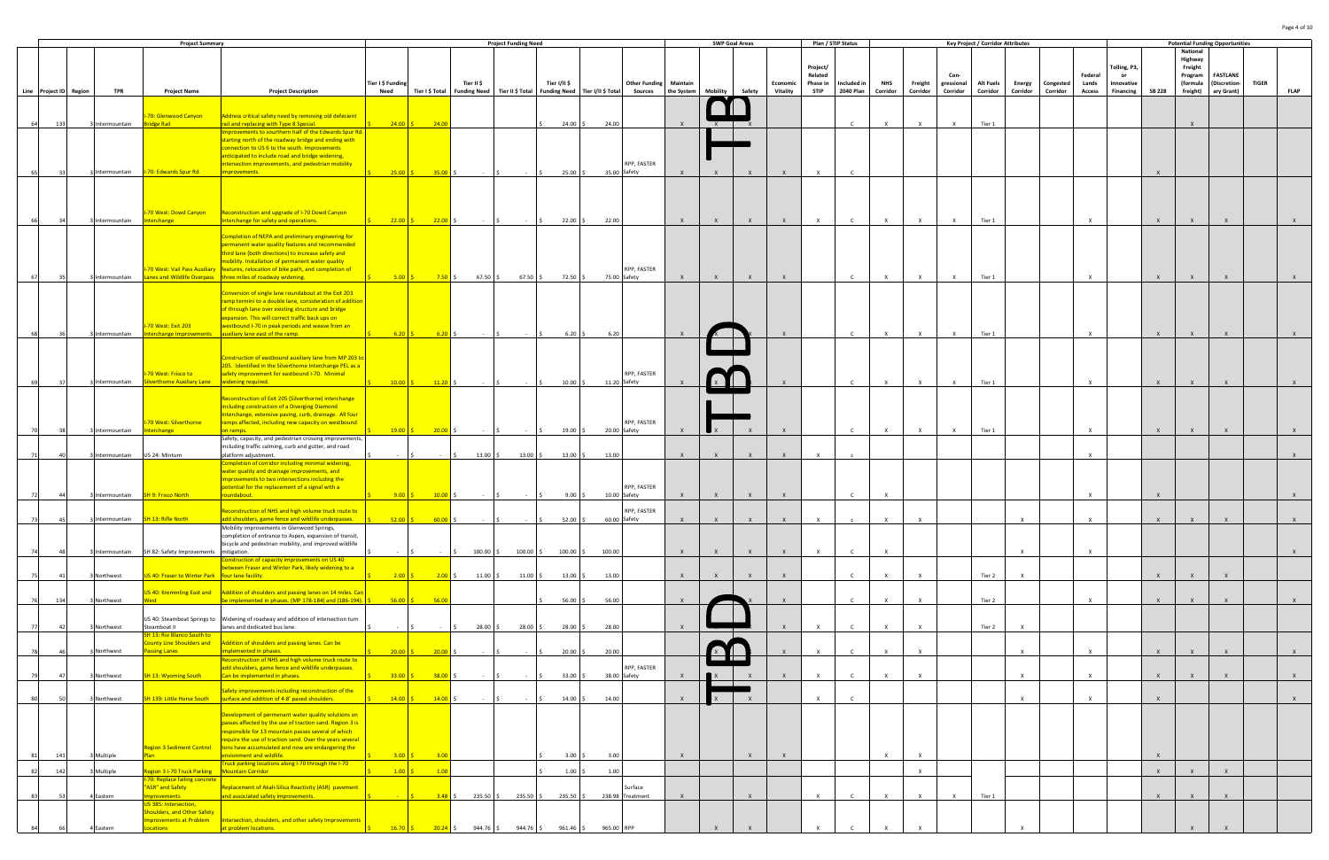| | | | | Project Summary | | Project Funding Need | | | | | | | SWP Goal Areas | | | | Plan / STIP Status | | Key Project / Corridor Attributes | | | | | | | Potential Funding Opportunities | | | | | |
|---|---|---|---|---|---|---|---|---|---|---|---|---|---|---|---|---|---|---|---|---|---|---|---|---|---|---|---|---|---|---|---|
| Line | Project ID | Region | TPR | Project Name | Project Description | Tier I $ Funding Need | Tier I $ Total | Tier II $ Funding Need | Tier II $ Total | Tier I/II $ Funding Need | Tier I/II $ Total | Other Funding Sources | Maintain the System | Mobility | Safety | Economic Vitality | Project/ Related Phase in STIP | Included in 2040 Plan | NHS Corridor | Freight Corridor | Con-gressional Corridor | Alt Fuels Corridor | Energy Corridor | Congested Corridor | Federal Lands Access | Tolling, P3, or Innovative Financing | SB 228 | National Highway Freight Program (formula freight) | FASTLANE (Discretion-ary Grant) | TIGER | FLAP |
| 64 | 133 | 3 | Intermountain | I-70: Glenwood Canyon Bridge Rail | Address critical safety need by removing old defecient rail and replacing with Type 8 Special. | $ 24.00 | $ 24.00 | | | $ 24.00 | $ 24.00 | | X | | X | | | C | X | X | X | Tier 1 | | | | | | X | | | |
| 65 | 33 | 3 | Intermountain | I-70: Edwards Spur Rd. | Improvements to southern half of the Edwards Spur Rd starting north of the roadway bridge and ending with connection to US 6 to the south. Improvements anticipated to include road and bridge widening, intersection improvements, and pedestrian mobility improvements. | $ 25.00 | $ 35.00 | $ - | $ - | $ 25.00 | $ 35.00 | RPP, FASTER Safety | X | X | X | X | X | C | | | | | | | | | X | | | | |
| 66 | 34 | 3 | Intermountain | I-70 West: Dowd Canyon Interchange | Reconstruction and upgrade of I-70 Dowd Canyon interchange for safety and operations. | $ 22.00 | $ 22.00 | $ - | $ - | $ 22.00 | $ 22.00 | | X | X | X | X | X | C | X | X | X | Tier 1 | | | X | | X | X | X | | X |
| 67 | 35 | 3 | Intermountain | I-70 West: Vail Pass Auxiliary Lanes and Wildlife Overpass | Completion of NEPA and preliminary engineering for permanent water quality features and recommended third lane (both directions) to increase safety and mobility. Installation of permanent water quality features, relocation of bike path, and completion of three miles of roadway widening. | $ 5.00 | $ 7.50 | $ 67.50 | $ 67.50 | $ 72.50 | $ 75.00 | RPP, FASTER Safety | X | X | X | X | | C | X | X | X | Tier 1 | | | X | | X | X | X | | X |
| 68 | 36 | 3 | Intermountain | I-70 West: Exit 203 Interchange Improvements | Conversion of single lane roundabout at the Exit 203 ramp termini to a double lane, consideration of addition of through lane over existing structure and bridge expansion. This will correct traffic back ups on westbound I-70 in peak periods and weave from an auxiliary lane east of the ramp. | $ 6.20 | $ 6.20 | $ - | $ - | $ 6.20 | $ 6.20 | | X | | X | X | | C | X | X | X | Tier 1 | | | X | | X | X | X | | X |
| 69 | 37 | 3 | Intermountain | I-70 West: Frisco to Silverthorne Auxiliary Lane | Construction of eastbound auxiliary lane from MP 203 to 205. Identified in the Silverthorne Interchange PEL as a safety improvement for eastbound I-70. Minimal widening required. | $ 10.00 | $ 11.20 | $ - | $ - | $ 10.00 | $ 11.20 | RPP, FASTER Safety | X | X | | X | | C | X | X | X | Tier 1 | | | X | | X | X | X | | X |
| 70 | 38 | 3 | Intermountain | I-70 West: Silverthorne Interchange | Reconstruction of Exit 205 (Silverthorne) interchange including construction of a Diverging Diamond Interchange, extensive paving, curb, drainage. All four ramps affected, including new capacity on westbound on ramps. | $ 19.00 | $ 20.00 | $ - | $ - | $ 19.00 | $ 20.00 | RPP, FASTER Safety | X | X | X | X | | C | X | X | X | Tier 1 | | | X | | X | X | X | | X |
| 71 | 40 | 3 | Intermountain | US 24: Mintum | Safety, capacity, and pedestrian crossing improvements, including traffic calming, curb and gutter, and road platform adjustment. | $ - | $ - | $ 13.00 | $ 13.00 | $ 13.00 | $ 13.00 | | X | X | X | X | X | c | | | | | | | X | | | | | | X |
| 72 | 44 | 3 | Intermountain | SH 9: Frisco North | Completion of corridor including minimal widening, water quality and drainage improvements, and improvements to two intersections including the potential for the replacement of a signal with a roundabout. | $ 9.00 | $ 10.00 | $ - | $ - | $ 9.00 | $ 10.00 | RPP, FASTER Safety | X | X | X | X | | C | X | | | | | | X | | X | | | | X |
| 73 | 45 | 3 | Intermountain | SH 13: Rifle North | Reconstruction of NHS and high volume truck route to add shoulders, game fence and wildlife underpasses. | $ 52.00 | $ 60.00 | $ - | $ - | $ 52.00 | $ 60.00 | RPP, FASTER Safety | X | X | X | X | X | c | X | X | | | X | | X | | X | X | X | | X |
| 74 | 48 | 3 | Intermountain | SH 82: Safety Improvements | Mobility improvements in Glenwood Springs, completion of entrance to Aspen, expansion of transit, bicycle and pedestrian mobility, and improved wildlife mitigation. | $ - | $ - | $ 100.00 | $ 100.00 | $ 100.00 | $ 100.00 | | X | X | X | X | X | C | X | | | | X | | X | | | | | | X |
| 75 | 41 | 3 | Northwest | US 40: Fraser to Winter Park | Construction of capacity improvements on US 40 between Fraser and Winter Park, likely widening to a four lane facility. | $ 2.00 | $ 2.00 | $ 11.00 | $ 11.00 | $ 13.00 | $ 13.00 | | X | X | X | X | | C | X | X | | Tier 2 | X | | | | X | X | X | | |
| 76 | 134 | 3 | Northwest | US 40: Kremmling East and West | Addition of shoulders and passing lanes on 14 miles. Can be implemented in phases. (MP 178-184) and (186-194). | $ 56.00 | $ 56.00 | | | $ 56.00 | $ 56.00 | | X | | X | X | | C | X | X | | Tier 2 | | | X | | X | X | X | | X |
| 77 | 42 | 3 | Northwest | US 40: Steamboat Springs to Steamboat II | Widening of roadway and addition of intersection turn lanes and dedicated bus lane. | $ - | $ - | $ 28.00 | $ 28.00 | $ 28.00 | $ 28.00 | | X | | | X | X | C | X | X | | Tier 2 | X | | | | | | | | |
| 78 | 46 | 3 | Northwest | SH 13: Rio Blanco South to County Line Shoulders and Passing Lanes | Addition of shoulders and passing lanes. Can be implemented in phases. | $ 20.00 | $ 20.00 | $ - | $ - | $ 20.00 | $ 20.00 | | | X | | X | X | C | X | X | | | X | | X | | X | X | X | | X |
| 79 | 47 | 3 | Northwest | SH 13: Wyoming South | Reconstruction of NHS and high volume truck route to add shoulders, game fence and wildlife underpasses. Can be implemented in phases. | $ 33.00 | $ 38.00 | $ - | $ - | $ 33.00 | $ 38.00 | RPP, FASTER Safety | X | X | X | X | X | C | X | X | | | X | | X | | X | X | X | | X |
| 80 | 50 | 3 | Northwest | SH 139: Little Horse South | Safety improvements including reconstruction of the surface and addition of 4-8' paved shoulders. | $ 14.00 | $ 14.00 | $ - | $ - | $ 14.00 | $ 14.00 | | X | X | X | | X | C | | | | | X | | X | | X | | | | X |
| 81 | 141 | 3 | Multiple | Region 3 Sediment Control Plan | Development of permenant water quality solutions on passes affected by the use of traction sand. Region 3 is responsible for 13 mountain passes several of which require the use of traction sand. Over the years several tons have accumulated and now are endangering the environment and wildlife. | $ 3.00 | $ 3.00 | | | $ 3.00 | $ 3.00 | | X | | X | X | | | X | X | | | | | | | X | | | | |
| 82 | 142 | 3 | Multiple | Region 3 I-70 Truck Parking | Truck parking locations along I-70 through the I-70 Mountain Corridor | $ 1.00 | $ 1.00 | | | $ 1.00 | $ 1.00 | | | | | | | | | X | | | | | | | X | X | X | | |
| 83 | 53 | 4 | Eastern | I-70: Replace failing concrete "ASR" and Safety Improvements | Replacement of Alkali-Silica Reactivity (ASR) pavement and associated safety improvements. | $ - | $ 3.48 | $ 235.50 | $ 235.50 | $ 235.50 | $ 238.98 | Surface Treatment | X | | X | | X | C | X | X | X | Tier 1 | | | | | X | X | X | | |
| 84 | 66 | 4 | Eastern | US 385: Intersection, Shoulders, and Other Safety Improvements at Problem Locations | Intersection, shoulders, and other safety improvements at problem locations. | $ 16.70 | $ 20.24 | $ 944.76 | $ 944.76 | $ 961.46 | $ 965.00 | RPP | | X | X | | X | C | X | X | | | X | | | | | X | X | | |

TBD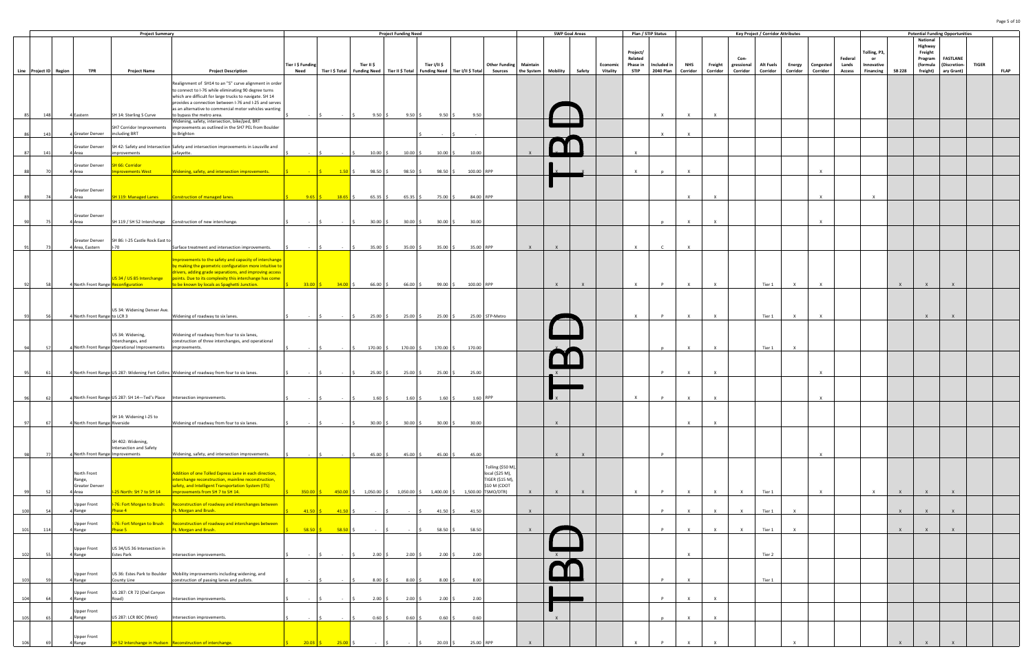| | | | Project Summary | | | Project Funding Need | | | | | | | SWP Goal Areas | | | | Plan / STIP Status | | Key Project / Corridor Attributes | | | | | | | Potential Funding Opportunities | | | | | |
|---|---|---|---|---|---|---|---|---|---|---|---|---|---|---|---|---|---|---|---|---|---|---|---|---|---|---|---|---|---|---|---|
| Line | Project ID | Region | TPR | Project Name | Project Description | Tier I $ Funding Need | Tier I $ Total | Tier II $ Funding Need | Tier II $ Total | Tier I/II $ Funding Need | Tier I/II $ Total | Other Funding Sources | Maintain the System | Mobility | Safety | Economic Vitality | Project/ Related Phase in STIP | Included in 2040 Plan | NHS Corridor | Freight Corridor | Con-gressional Corridor | Alt Fuels Corridor | Energy Corridor | Congested Corridor | Federal Lands Access | Tolling, P3, or Innovative Financing | SB 228 | National Highway Freight Program (formula freight) | FASTLANE (Discretion-ary Grant) | TIGER | FLAP |
| 85 | 148 | 4 | Eastern | SH 14: Sterling S Curve | Realignment of SH14 to an "S" curve alignment in order to connect to I-76 while eliminating 90 degree turns which are difficult for large trucks to navigate. SH 14 provides a connection between I-76 and I-25 and serves as an alternative to commercial motor vehicles wanting to bypass the metro area. | $ - | $ - | $ 9.50 | $ 9.50 | $ 9.50 | 9.50 | | | | | | | X | X | X | | | | | | | | | | | |
| 86 | 143 | 4 | Greater Denver | SH7 Corridor Improvements including BRT | Widening, safety, intersection, bike/ped, BRT improvements as outlined in the SH7 PEL from Boulder to Brighton | | | | | $ - | $ - | | | | | | | X | X | | | | | | | | | | | | |
| 87 | 141 | 4 | Greater Denver Area | SH 42: Safety and Intersection Improvements | Safety and intersection improvements in Louisville and Lafayette. | $ - | $ - | $ 10.00 | $ 10.00 | $ 10.00 | 10.00 | | X | | | | X | | | | | | | | | | | | | | |
| 88 | 70 | 4 | Greater Denver Area | SH 66: Corridor Improvements West | Widening, safety, and intersection improvements. | $ - | $ 1.50 | $ 98.50 | $ 98.50 | $ 98.50 | $ 100.00 | RPP | | X | X | | X | P | X | | | | | X | | | | | | | |
| 89 | 74 | 4 | Greater Denver Area | SH 119: Managed Lanes | Construction of managed lanes. | $ 9.65 | $ 18.65 | $ 65.35 | $ 65.35 | $ 75.00 | $ 84.00 | RPP | | | | | | | X | X | | | | X | | X | | | | | |
| 90 | 75 | 4 | Greater Denver Area | SH 119 / SH 52 Interchange | Construction of new interchange. | $ - | $ - | $ 30.00 | $ 30.00 | $ 30.00 | 30.00 | | | | | | | P | X | X | | | | X | | | | | | | |
| 91 | 73 | 4 | Greater Denver Area, Eastern | SH 86: I-25 Castle Rock East to I-70 | Surface treatment and intersection improvements. | $ - | $ - | $ 35.00 | $ 35.00 | $ 35.00 | $ 35.00 | RPP | X | X | | | X | C | X | | | | | | | | | | | | |
| 92 | 58 | 4 | North Front Range | US 34 / US 85 Interchange Reconfiguration | Improvements to the safety and capacity of interchange by making the geometric configuration more intuitive to drivers, adding grade separations, and improving access points. Due to its complexity this interchange has come to be known by locals as Spaghetti Junction. | $ 33.00 | $ 34.00 | $ 66.00 | $ 66.00 | $ 99.00 | $ 100.00 | RPP | | X | X | | X | P | X | X | | Tier 1 | X | X | | | X | X | X | | |
| 93 | 56 | 4 | North Front Range | US 34: Widening Denver Ave. to LCR 3 | Widening of roadway to six lanes. | $ - | $ - | $ 25.00 | $ 25.00 | $ 25.00 | $ 25.00 | STP-Metro | | | | | X | P | X | X | | Tier 1 | X | X | | | | X | X | | |
| 94 | 57 | 4 | North Front Range | US 34: Widening, Interchanges, and Operational Improvements | Widening of roadway from four to six lanes, construction of three interchanges, and operational improvements. | $ - | $ - | $ 170.00 | $ 170.00 | $ 170.00 | 170.00 | | | X | | | | P | X | X | | Tier 1 | X | | | | | | | | |
| 95 | 61 | 4 | North Front Range | US 287: Widening Fort Collins | Widening of roadway from four to six lanes. | $ - | $ - | $ 25.00 | $ 25.00 | $ 25.00 | 25.00 | | | X | | | | P | X | X | | | | X | | | | | | | |
| 96 | 62 | 4 | North Front Range | US 287: SH 14—Ted's Place | Intersection improvements. | $ - | $ - | $ 1.60 | $ 1.60 | $ 1.60 | $ 1.60 | RPP | | X | | | X | P | X | X | | | | X | | | | | | | |
| 97 | 67 | 4 | North Front Range | SH 14: Widening I-25 to Riverside | Widening of roadway from four to six lanes. | $ - | $ - | $ 30.00 | $ 30.00 | $ 30.00 | 30.00 | | | X | | | | | X | X | | | | | | | | | | | |
| 98 | 77 | 4 | North Front Range | SH 402: Widening, Intersection and Safety Improvements | Widening, safety, and intersection improvements. | $ - | $ - | $ 45.00 | $ 45.00 | $ 45.00 | 45.00 | | | X | X | | | P | | | | | | X | | | | | | | |
| 99 | 52 | 4 | North Front Range, Greater Denver Area | I-25 North: SH 7 to SH 14 | Addition of one Tolled Express Lane in each direction, interchange reconstruction, mainline reconstruction, safety, and Intelligent Transportation System (ITS) improvements from SH 7 to SH 14. | $ 350.00 | $ 450.00 | $ 1,050.00 | $ 1,050.00 | $ 1,400.00 | $ 1,500.00 | Tolling ($50 M), local ($25 M), TIGER ($15 M), $10 M (CDOT TSMO/DTR) | X | X | X | | X | P | X | X | X | Tier 1 | | X | | X | X | X | X | | |
| 100 | 54 | 4 | Upper Front Range | I-76: Fort Morgan to Brush: Phase 4 | Reconstruction of roadway and interchanges between Ft. Morgan and Brush. | $ 41.50 | $ 41.50 | $ - | $ - | $ 41.50 | 41.50 | | X | | | | | P | X | X | X | Tier 1 | X | | | | X | X | X | | |
| 101 | 114 | 4 | Upper Front Range | I-76: Fort Morgan to Brush: Phase 5 | Reconstruction of roadway and interchanges between Ft. Morgan and Brush. | $ 58.50 | $ 58.50 | $ - | $ - | $ 58.50 | 58.50 | | X | | | | | P | X | X | X | Tier 1 | X | | | | X | X | X | | |
| 102 | 55 | 4 | Upper Front Range | US 34/US 36 Intersection in Estes Park | Intersection improvements. | $ - | $ - | $ 2.00 | $ 2.00 | $ 2.00 | 2.00 | | | X | | | | | X | | | Tier 2 | | | | | | | | | |
| 103 | 59 | 4 | Upper Front Range | US 36: Estes Park to Boulder County Line | Mobility improvements including widening, and construction of passing lanes and pullouts. | $ - | $ - | $ 8.00 | $ 8.00 | $ 8.00 | 8.00 | | | | | | | P | X | | | Tier 1 | | | | | | | | | |
| 104 | 64 | 4 | Upper Front Range | US 287: CR 72 (Owl Canyon Road) | Intersection improvements. | $ - | $ - | $ 2.00 | $ 2.00 | $ 2.00 | 2.00 | | | | | | | P | X | X | | | | | | | | | | | |
| 105 | 65 | 4 | Upper Front Range | US 287: LCR 80C (West) | Intersection improvements. | $ - | $ - | $ 0.60 | $ 0.60 | $ 0.60 | 0.60 | | | X | | | | p | X | X | | | | | | | | | | | |
| 106 | 69 | 4 | Upper Front Range | SH 52 Interchange in Hudson | Reconstruction of interchange. | $ 20.03 | $ 25.00 | $ - | $ - | $ 20.03 | $ 25.00 | RPP | X | | | | X | P | X | X | | | X | | | | X | X | X | | |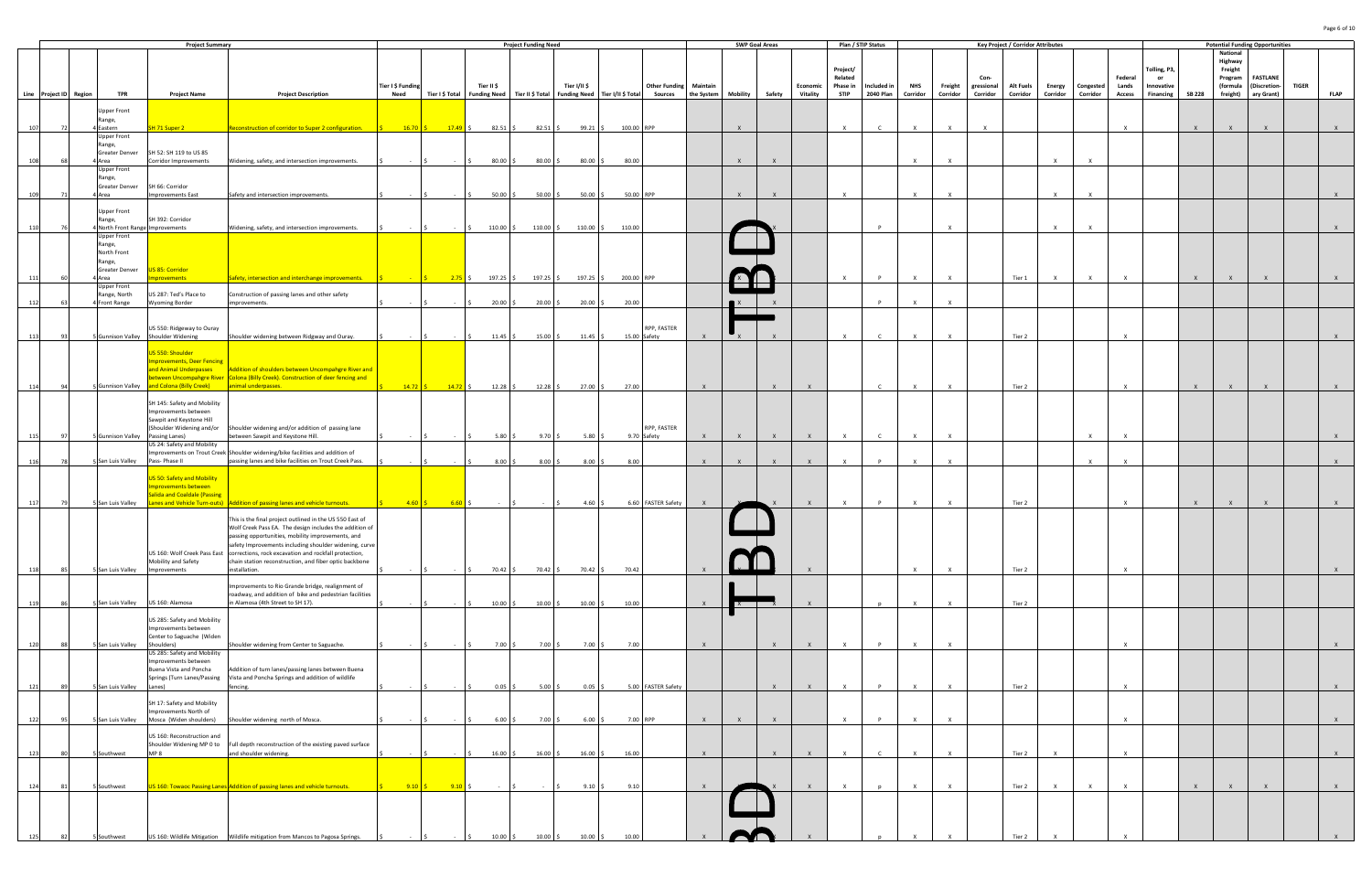| Line | Project ID | Region | TPR | Project Name | Project Description | Tier I $ Funding Need | Tier I $ Total | Tier II $ Funding Need | Tier II $ Total | Tier I/II $ Funding Need | Tier I/II $ Total | Other Funding Sources | Maintain the System | Mobility | Safety | Economic Vitality | Project/ Related Phase in STIP | Included in 2040 Plan | NHS Corridor | Freight Corridor | Con-gressional Corridor | Alt Fuels Corridor | Energy Corridor | Congested Corridor | Federal Lands Access | Tolling, P3, or Innovative Financing | SB 228 | National Highway Freight Program (formula freight) | FASTLANE (Discretion-ary Grant) | TIGER | FLAP |
|---|---|---|---|---|---|---|---|---|---|---|---|---|---|---|---|---|---|---|---|---|---|---|---|---|---|---|---|---|---|---|---|
| Project Summary | | | | | | Project Funding Need | | | | | | | SWP Goal Areas | | | | Plan / STIP Status | | Key Project / Corridor Attributes | | | | | | | Potential Funding Opportunities | | | | | |
| 107 | 72 | 4 | Upper Front Range, Eastern | SH 71 Super 2 | Reconstruction of corridor to Super 2 configuration. | $ 16.70 | $ 17.49 | $ 82.51 | $ 82.51 | $ 99.21 | $ 100.00 | RPP | | X | | | X | C | X | X | X | | | | X | | X | X | X | | X |
| 108 | 68 | 4 | Upper Front Range, Greater Denver Area | SH 52: SH 119 to US 85 Corridor Improvements | Widening, safety, and intersection improvements. | $ - | $ - | $ 80.00 | $ 80.00 | $ 80.00 | $ 80.00 | | | X | X | | | | X | X | | | X | X | | | | | | | |
| 109 | 71 | 4 | Upper Front Range, Greater Denver Area | SH 66: Corridor Improvements East | Safety and intersection improvements. | $ - | $ - | $ 50.00 | $ 50.00 | $ 50.00 | $ 50.00 | RPP | | X | X | | X | | X | X | | | X | X | | | | | | | X |
| 110 | 76 | 4 | Upper Front Range, North Front Range | SH 392: Corridor Improvements | Widening, safety, and intersection improvements. | $ - | $ - | $ 110.00 | $ 110.00 | $ 110.00 | $ 110.00 | | | | X | | | P | | X | | | X | X | | | | | | | X |
| 111 | 60 | 4 | Upper Front Range, North Front Range, Greater Denver Area | US 85: Corridor Improvements | Safety, intersection and interchange improvements. | $ - | $ 2.75 | $ 197.25 | $ 197.25 | $ 197.25 | $ 200.00 | RPP | | X | X | | X | P | X | X | | Tier 1 | X | X | X | | X | X | X | | X |
| 112 | 63 | 4 | Upper Front Range, North Front Range | US 287: Ted's Place to Wyoming Border | Construction of passing lanes and other safety improvements. | $ - | $ - | $ 20.00 | $ 20.00 | $ 20.00 | $ 20.00 | | | X | X | | | P | X | X | | | | | | | | | | | |
| 113 | 93 | 5 | Gunnison Valley | US 550: Ridgeway to Ouray Shoulder Widening | Shoulder widening between Ridgway and Ouray. | $ - | $ - | $ 11.45 | $ 15.00 | $ 11.45 | $ 15.00 | RPP, FASTER Safety | X | X | X | | X | C | X | X | | Tier 2 | | | X | | | | | | X |
| 114 | 94 | 5 | Gunnison Valley | US 550: Shoulder Improvements, Deer Fencing and Animal Underpasses between Uncompahgre River and Colona (Billy Creek) | Addition of shoulders between Uncompahgre River and Colona (Billy Creek). Construction of deer fencing and animal underpasses. | $ 14.72 | $ 14.72 | $ 12.28 | $ 12.28 | $ 27.00 | $ 27.00 | | X | | X | X | | C | X | X | | Tier 2 | | | X | | X | X | X | | X |
| 115 | 97 | 5 | Gunnison Valley | SH 145: Safety and Mobility Improvements between Sawpit and Keystone Hill (Shoulder Widening and/or Passing Lanes) | Shoulder widening and/or addition of passing lane between Sawpit and Keystone Hill. | $ - | $ - | $ 5.80 | $ 9.70 | $ 5.80 | $ 9.70 | RPP, FASTER Safety | X | X | X | X | X | C | X | X | | | | X | X | | | | | | X |
| 116 | 78 | 5 | San Luis Valley | US 24: Safety and Mobility Improvements on Trout Creek Pass- Phase II | Shoulder widening/bike facilities and addition of passing lanes and bike facilities on Trout Creek Pass. | $ - | $ - | $ 8.00 | $ 8.00 | $ 8.00 | $ 8.00 | | X | X | X | X | X | P | X | X | | | | X | X | | | | | | X |
| 117 | 79 | 5 | San Luis Valley | US 50: Safety and Mobility Improvements between Salida and Coaldale (Passing Lanes and Vehicle Turn-outs) | Addition of passing lanes and vehicle turnouts. | $ 4.60 | $ 6.60 | $ - | $ - | $ 4.60 | $ 6.60 | FASTER Safety | X | | X | X | X | P | X | X | | Tier 2 | | | X | | X | X | X | | X |
| 118 | 85 | 5 | San Luis Valley | US 160: Wolf Creek Pass East Mobility and Safety Improvements | This is the final project outlined in the US 550 East of Wolf Creek Pass EA. The design includes the addition of passing opportunities, mobility improvements, and safety Improvements including shoulder widening, curve corrections, rock excavation and rockfall protection, chain station reconstruction, and fiber optic backbone installation. | $ - | $ - | $ 70.42 | $ 70.42 | $ 70.42 | $ 70.42 | | X | | | X | | | X | X | | Tier 2 | | | X | | | | | | X |
| 119 | 86 | 5 | San Luis Valley | US 160: Alamosa | Improvements to Rio Grande bridge, realignment of roadway, and addition of bike and pedestrian facilities in Alamosa (4th Street to SH 17). | $ - | $ - | $ 10.00 | $ 10.00 | $ 10.00 | $ 10.00 | | X | X | X | X | | p | X | X | | Tier 2 | | | | | | | | | |
| 120 | 88 | 5 | San Luis Valley | US 285: Safety and Mobility Improvements between Center to Saguache (Widen Shoulders) | Shoulder widening from Center to Saguache. | $ - | $ - | $ 7.00 | $ 7.00 | $ 7.00 | $ 7.00 | | X | | X | X | X | P | X | X | | | | | X | | | | | | X |
| 121 | 89 | 5 | San Luis Valley | US 285: Safety and Mobility Improvements between Buena Vista and Poncha Springs (Turn Lanes/Passing Lanes) | Addition of turn lanes/passing lanes between Buena Vista and Poncha Springs and addition of wildlife fencing. | $ - | $ - | $ 0.05 | $ 5.00 | $ 0.05 | $ 5.00 | FASTER Safety | | | X | X | X | P | X | X | | Tier 2 | | | X | | | | | | X |
| 122 | 95 | 5 | San Luis Valley | SH 17: Safety and Mobility Improvements North of Mosca (Widen shoulders) | Shoulder widening north of Mosca. | $ - | $ - | $ 6.00 | $ 7.00 | $ 6.00 | $ 7.00 | RPP | X | X | X | | X | P | X | X | | | | | X | | | | | | X |
| 123 | 80 | 5 | Southwest | US 160: Reconstruction and Shoulder Widening MP 0 to MP 8 | Full depth reconstruction of the existing paved surface and shoulder widening. | $ - | $ - | $ 16.00 | $ 16.00 | $ 16.00 | $ 16.00 | | X | | X | X | X | C | X | X | | Tier 2 | X | | X | | | | | | X |
| 124 | 81 | 5 | Southwest | US 160: Towaoc Passing Lanes | Addition of passing lanes and vehicle turnouts. | $ 9.10 | $ 9.10 | $ - | $ - | $ 9.10 | $ 9.10 | | X | | X | X | X | p | X | X | | Tier 2 | X | X | X | | X | X | X | | X |
| 125 | 82 | 5 | Southwest | US 160: Wildlife Mitigation | Wildlife mitigation from Mancos to Pagosa Springs. | $ - | $ - | $ 10.00 | $ 10.00 | $ 10.00 | $ 10.00 | | X | | | X | | p | X | X | | Tier 2 | X | | X | | | | | | X |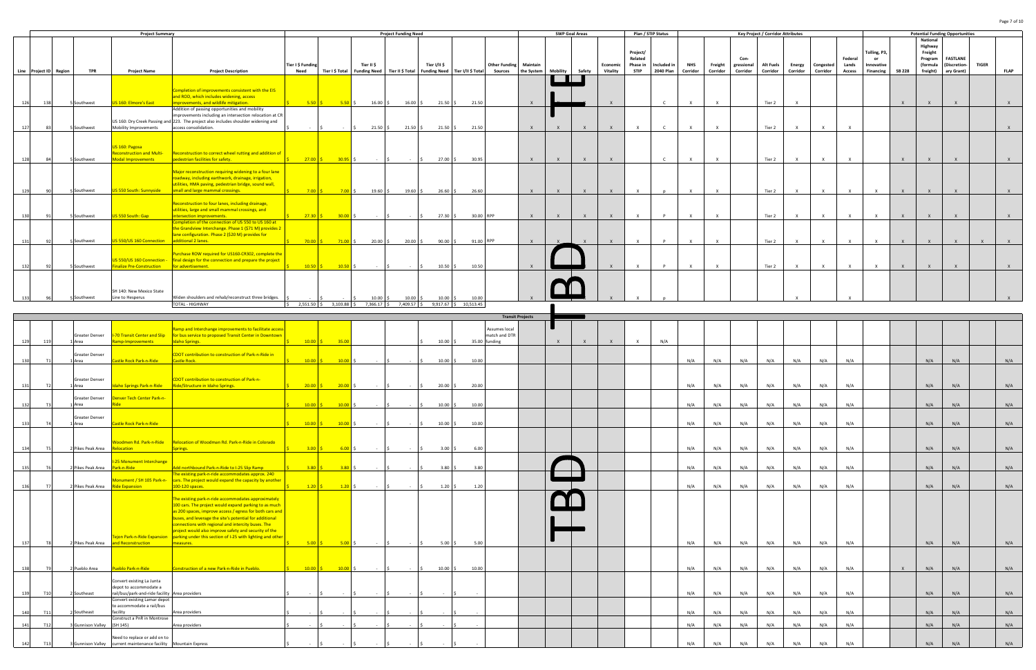| Line | Project ID | Region | TPR | Project Name | Project Description | Tier I $ Funding Need | Tier I $ Total | Tier II $ Funding Need | Tier II $ Total | Tier I/II $ Funding Need | Tier I/II $ Total | Other Funding Sources | Maintain the System | Mobility | Safety | Economic Vitality | Project/ Related Phase in STIP | Included in 2040 Plan | NHS Corridor | Freight Corridor | Con-gressional Corridor | Alt Fuels Corridor | Energy Corridor | Congested Corridor | Federal Lands Access | Tolling, P3, or Innovative Financing | SB 228 | National Highway Freight Program (formula freight) | FASTLANE (Discretion-ary Grant) | TIGER | FLAP |
|---|---|---|---|---|---|---|---|---|---|---|---|---|---|---|---|---|---|---|---|---|---|---|---|---|---|---|---|---|---|---|---|
| 126 | 138 | 5 | Southwest | US 160: Elmore's East | Completion of improvements consistent with the EIS and ROD, which includes widening, access improvements, and wildlife mitigation. | $ 5.50 | $ 5.50 | $ 16.00 | $ 16.00 | $ 21.50 | $ 21.50 | | X | | | X | | C | X | X | | Tier 2 | X | | | | X | X | X | | X |
| 127 | 83 | 5 | Southwest | US 160: Dry Creek Passing and Mobility Improvements | Addition of passing opportunities and mobility improvements including an intersection relocation at CR 223. The project also includes shoulder widening and access consolidation. | $ - | $ - | $ 21.50 | $ 21.50 | $ 21.50 | $ 21.50 | | X | X | X | X | X | C | X | X | | Tier 2 | X | X | X | | | | | | X |
| 128 | 84 | 5 | Southwest | US 160: Pagosa Reconstruction and Multi-Modal Improvements | Reconstruction to correct wheel rutting and addition of pedestrian facilities for safety. | $ 27.00 | $ 30.95 | $ - | $ - | $ 27.00 | $ 30.95 | | X | X | X | X | | C | X | X | | Tier 2 | X | X | X | | X | X | X | | X |
| 129 | 90 | 5 | Southwest | US 550 South: Sunnyside | Major reconstruction requiring widening to a four lane roadway, including earthwork, drainage, irrigation, utilities, HMA paving, pedestrian bridge, sound wall, small and large mammal crossings. | $ 7.00 | $ 7.00 | $ 19.60 | $ 19.60 | $ 26.60 | $ 26.60 | | X | X | X | X | X | P | X | X | | Tier 2 | X | X | X | X | X | X | X | | X |
| 130 | 91 | 5 | Southwest | US 550 South: Gap | Reconstruction to four lanes, including drainage, utilities, large and small mammal crossings, and intersection improvements. | $ 27.30 | $ 30.00 | $ - | $ - | $ 27.30 | $ 30.00 | RPP | X | X | X | X | X | P | X | X | | Tier 2 | X | X | X | X | X | X | X | | X |
| 131 | 92 | 5 | Southwest | US 550/US 160 Connection | Completion of the connection of US 550 to US 160 at the Grandview Interchange. Phase 1 ($71 M) provides 2 lane configuration. Phase 2 ($20 M) provides for additional 2 lanes. | $ 70.00 | $ 71.00 | $ 20.00 | $ 20.00 | $ 90.00 | $ 91.00 | RPP | X | X | X | X | X | P | X | X | | Tier 2 | X | X | X | X | X | X | X | X | X |
| 132 | 92 | 5 | Southwest | US 550/US 160 Connection - Finalize Pre-Construction | Purchase ROW required for US160-CR302, complete the final design for the connection and prepare the project for advertisement. | $ 10.50 | $ 10.50 | $ - | $ - | $ 10.50 | $ 10.50 | | X | | | X | X | P | X | X | | Tier 2 | X | X | X | X | X | X | X | | X |
| 133 | 96 | 5 | Southwest | SH 140: New Mexico State Line to Hesperus | Widen shoulders and rehab/reconstruct three bridges. | $ - | $ - | $ 10.00 | $ 10.00 | $ 10.00 | $ 10.00 | | X | | | X | X | P | | | | | X | | X | | | | | | X |
| | | | | | TOTAL - HIGHWAY | $ 2,551.50 | $ 3,103.88 | $ 7,366.17 | $ 7,409.57 | $ 9,917.67 | $ 10,513.45 | | | | | | | | | | | | | | | | | | | | |
| | | | | | **Transit Projects** | | | | | | | | | | | | | | | | | | | | | | | | | | |
| 129 | 119 | 1 | Greater Denver Area | I-70 Transit Center and Slip Ramp Improvements | Ramp and Interchange improvements to facilitate access for bus service to proposed Transit Center in Downtown Idaho Springs. | $ 10.00 | $ 35.00 | | | $ 10.00 | $ 35.00 | Assumes local match and DTR funding | | X | X | X | X | N/A | | | | | | | | | | | | | |
| 130 | T1 | 1 | Greater Denver Area | Castle Rock Park-n-Ride | CDOT contribution to construction of Park-n-Ride in Castle Rock. | $ 10.00 | $ 10.00 | $ - | $ - | $ 10.00 | $ 10.00 | | | | | | | | N/A | N/A | N/A | N/A | N/A | N/A | N/A | | | N/A | N/A | | N/A |
| 131 | T2 | 1 | Greater Denver Area | Idaho Springs Park-n-Ride | CDOT contribution to construction of Park-n-Ride/Structure in Idaho Springs. | $ 20.00 | $ 20.00 | $ - | $ - | $ 20.00 | $ 20.00 | | | | | | | | N/A | N/A | N/A | N/A | N/A | N/A | N/A | | | N/A | N/A | | N/A |
| 132 | T3 | 1 | Greater Denver Area | Denver Tech Center Park-n-Ride | | $ 10.00 | $ 10.00 | $ - | $ - | $ 10.00 | $ 10.00 | | | | | | | | N/A | N/A | N/A | N/A | N/A | N/A | N/A | | | N/A | N/A | | N/A |
| 133 | T4 | 1 | Greater Denver Area | Castle Rock Park-n-Ride | | $ 10.00 | $ 10.00 | $ - | $ - | $ 10.00 | $ 10.00 | | | | | | | | N/A | N/A | N/A | N/A | N/A | N/A | N/A | | | N/A | N/A | | N/A |
| 134 | T5 | 2 | Pikes Peak Area | Woodmen Rd. Park-n-Ride Relocation | Relocation of Woodman Rd. Park-n-Ride in Colorado Springs. | $ 3.00 | $ 6.00 | $ - | $ - | $ 3.00 | $ 6.00 | | | | | | | | N/A | N/A | N/A | N/A | N/A | N/A | N/A | | | N/A | N/A | | N/A |
| 135 | T6 | 2 | Pikes Peak Area | I-25 Monument Interchange Park-n-Ride | Add northbound Park-n-Ride to I-25 Slip Ramp | $ 3.80 | $ 3.80 | $ - | $ - | $ 3.80 | $ 3.80 | | | | | | | | N/A | N/A | N/A | N/A | N/A | N/A | N/A | | | N/A | N/A | | N/A |
| 136 | T7 | 2 | Pikes Peak Area | Monument / SH 105 Park-n-Ride Expansion | The existing park-n-ride accommodates approx. 240 cars. The project would expand the capacity by another 100-120 spaces. | $ 1.20 | $ 1.20 | $ - | $ - | $ 1.20 | $ 1.20 | | | | | | | | N/A | N/A | N/A | N/A | N/A | N/A | N/A | | | N/A | N/A | | N/A |
| 137 | T8 | 2 | Pikes Peak Area | Tejon Park-n-Ride Expansion and Reconstruction | The existing park-n-ride accommodates approximately 100 cars. The project would expand parking to as much as 200 spaces, improve access / egress for both cars and buses, and leverage the site's potential for additional connections with regional and intercity buses. The project would also improve safety and security of the parking under this section of I-25 with lighting and other measures. | $ 5.00 | $ 5.00 | $ - | $ - | $ 5.00 | $ 5.00 | | | | | | | | N/A | N/A | N/A | N/A | N/A | N/A | N/A | | | N/A | N/A | | N/A |
| 138 | T9 | 2 | Pueblo Area | Pueblo Park-n-Ride | Construction of a new Park-n-Ride in Pueblo. | $ 10.00 | $ 10.00 | $ - | $ - | $ 10.00 | $ 10.00 | | | | | | | | N/A | N/A | N/A | N/A | N/A | N/A | N/A | | X | N/A | N/A | | N/A |
| 139 | T10 | 2 | Southeast | Convert existing La Junta depot to accommodate a rail/bus/park-and-ride facility | Area providers | $ - | $ - | $ - | $ - | $ - | $ - | | | | | | | | N/A | N/A | N/A | N/A | N/A | N/A | N/A | | | N/A | N/A | | N/A |
| 140 | T11 | 2 | Southeast | Convert existing Lamar depot to accommodate a rail/bus facility | Area providers | $ - | $ - | $ - | $ - | $ - | $ - | | | | | | | | N/A | N/A | N/A | N/A | N/A | N/A | N/A | | | N/A | N/A | | N/A |
| 141 | T12 | 3 | Gunnison Valley | Construct a PnR in Montrose (SH 145) | Area providers | $ - | $ - | $ - | $ - | $ - | $ - | | | | | | | | N/A | N/A | N/A | N/A | N/A | N/A | N/A | | | N/A | N/A | | N/A |
| 142 | T13 | 3 | Gunnison Valley | Need to replace or add on to current maintenance facility | Mountain Express | $ - | $ - | $ - | $ - | $ - | $ - | | | | | | | | N/A | N/A | N/A | N/A | N/A | N/A | N/A | | | N/A | N/A | | N/A |

TBD

TBD

TBD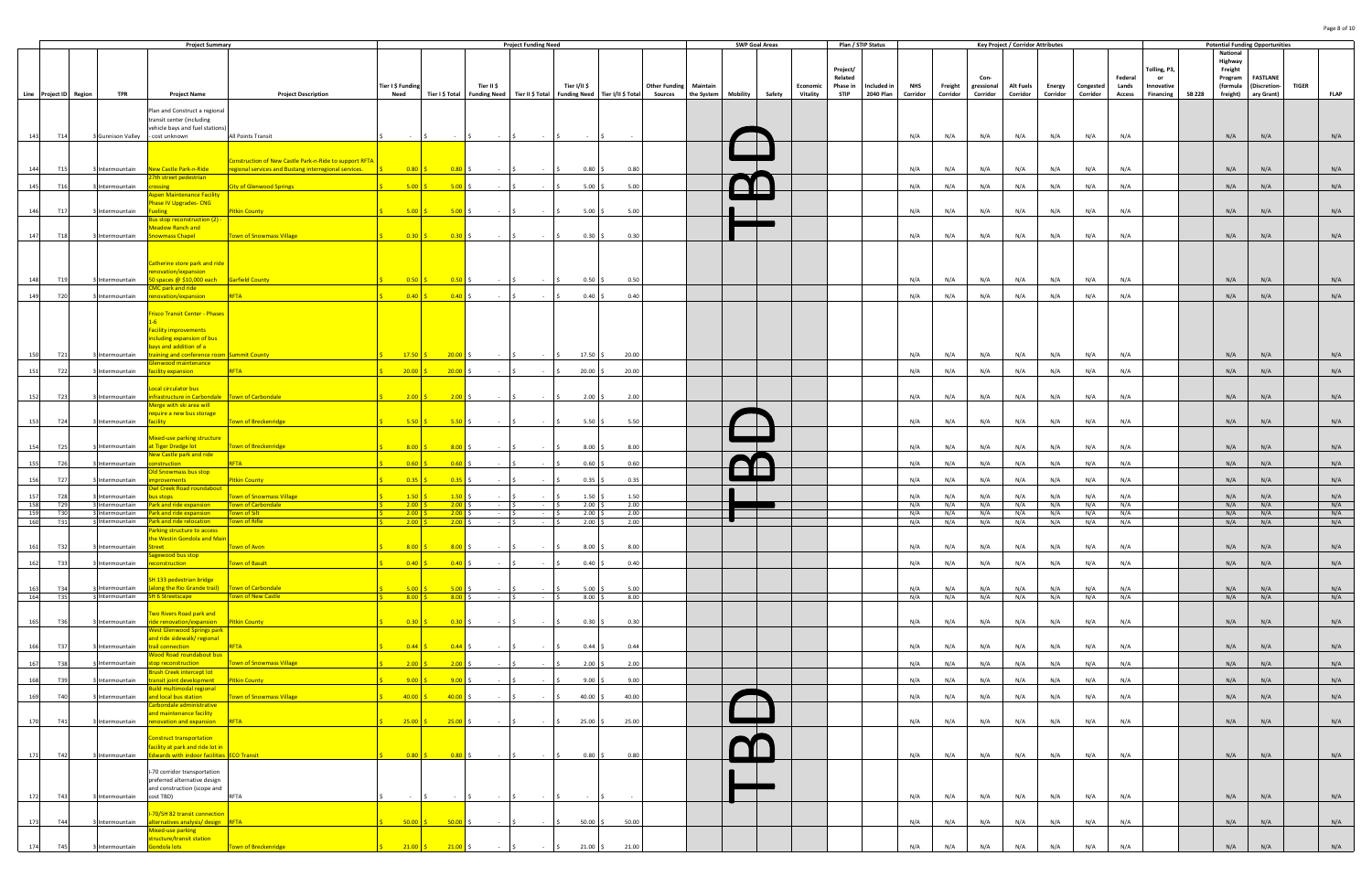| Project Summary | | | | | | Project Funding Need | | | | | | | | SWP Goal Areas | | | | Plan / STIP Status | | Key Project / Corridor Attributes | | | | | | | Potential Funding Opportunities | | | | | | |
|---|---|---|---|---|---|---|---|---|---|---|---|---|---|---|---|---|---|---|---|---|---|---|---|---|---|---|---|---|---|---|---|---|---|
| Line | Project ID | Region | TPR | Project Name | Project Description | Tier I $ Funding Need | Tier I $ Total | Tier II $ Funding Need | Tier II $ Total | Tier I/II $ Funding Need | Tier I/II $ Total | Other Funding Sources | Maintain the System | Mobility | Safety | Economic Vitality | Project/ Related Phase in STIP | Included in 2040 Plan | NHS Corridor | Freight Corridor | Con-gressional Corridor | Alt Fuels Corridor | Energy Corridor | Congested Corridor | Federal Lands Access | Tolling, P3, or Innovative Financing | SB 228 | National Highway Freight Program (formula freight) | FASTLANE (Discretion-ary Grant) | TIGER | FLAP |
| 143 | T14 | 3 | Gunnison Valley | Plan and Construct a regional transit center (including vehicle bays and fuel stations) - cost unknown | All Points Transit | $ - | $ - | $ - | $ - | $ - | $ - | | | TBD | | | | | N/A | N/A | N/A | N/A | N/A | N/A | N/A | | | N/A | N/A | | N/A |
| 144 | T15 | 3 | Intermountain | New Castle Park-n-Ride | Construction of New Castle Park-n-Ride to support RFTA regional services and Bustang interregional services. | $ 0.80 | $ 0.80 | $ - | $ - | $ 0.80 | $ 0.80 | | | | | | | | N/A | N/A | N/A | N/A | N/A | N/A | N/A | | | N/A | N/A | | N/A |
| 145 | T16 | 3 | Intermountain | 27th street pedestrian crossing | City of Glenwood Springs | $ 5.00 | $ 5.00 | $ - | $ - | $ 5.00 | $ 5.00 | | | | | | | | N/A | N/A | N/A | N/A | N/A | N/A | N/A | | | N/A | N/A | | N/A |
| 146 | T17 | 3 | Intermountain | Aspen Maintenance Facility Phase IV Upgrades- CNG Fueling | Pitkin County | $ 5.00 | $ 5.00 | $ - | $ - | $ 5.00 | $ 5.00 | | | | | | | | N/A | N/A | N/A | N/A | N/A | N/A | N/A | | | N/A | N/A | | N/A |
| 147 | T18 | 3 | Intermountain | Bus stop reconstruction (2) - Meadow Ranch and Snowmass Chapel | Town of Snowmass Village | $ 0.30 | $ 0.30 | $ - | $ - | $ 0.30 | $ 0.30 | | | | | | | | N/A | N/A | N/A | N/A | N/A | N/A | N/A | | | N/A | N/A | | N/A |
| 148 | T19 | 3 | Intermountain | Catherine store park and ride renovation/expansion 50 spaces @ $10,000 each | Garfield County | $ 0.50 | $ 0.50 | $ - | $ - | $ 0.50 | $ 0.50 | | | | | | | | N/A | N/A | N/A | N/A | N/A | N/A | N/A | | | N/A | N/A | | N/A |
| 149 | T20 | 3 | Intermountain | CMC park and ride renovation/expansion | RFTA | $ 0.40 | $ 0.40 | $ - | $ - | $ 0.40 | $ 0.40 | | | | | | | | N/A | N/A | N/A | N/A | N/A | N/A | N/A | | | N/A | N/A | | N/A |
| 150 | T21 | 3 | Intermountain | Frisco Transit Center - Phases 1-6 Facility improvements including expansion of bus bays and addition of a training and conference room | Summit County | $ 17.50 | $ 20.00 | $ - | $ - | $ 17.50 | $ 20.00 | | | | | | | | N/A | N/A | N/A | N/A | N/A | N/A | N/A | | | N/A | N/A | | N/A |
| 151 | T22 | 3 | Intermountain | Glenwood maintenance facility expansion | RFTA | $ 20.00 | $ 20.00 | $ - | $ - | $ 20.00 | $ 20.00 | | | | | | | | N/A | N/A | N/A | N/A | N/A | N/A | N/A | | | N/A | N/A | | N/A |
| 152 | T23 | 3 | Intermountain | Local circulator bus infrastructure in Carbondale | Town of Carbondale | $ 2.00 | $ 2.00 | $ - | $ - | $ 2.00 | $ 2.00 | | | | | | | | N/A | N/A | N/A | N/A | N/A | N/A | N/A | | | N/A | N/A | | N/A |
| 153 | T24 | 3 | Intermountain | Merge with ski area will require a new bus storage facility | Town of Breckenridge | $ 5.50 | $ 5.50 | $ - | $ - | $ 5.50 | $ 5.50 | | | TBD | | | | | N/A | N/A | N/A | N/A | N/A | N/A | N/A | | | N/A | N/A | | N/A |
| 154 | T25 | 3 | Intermountain | Mixed-use parking structure at Tiger Dredge lot | Town of Breckenridge | $ 8.00 | $ 8.00 | $ - | $ - | $ 8.00 | $ 8.00 | | | | | | | | N/A | N/A | N/A | N/A | N/A | N/A | N/A | | | N/A | N/A | | N/A |
| 155 | T26 | 3 | Intermountain | New Castle park and ride construction | RFTA | $ 0.60 | $ 0.60 | $ - | $ - | $ 0.60 | $ 0.60 | | | | | | | | N/A | N/A | N/A | N/A | N/A | N/A | N/A | | | N/A | N/A | | N/A |
| 156 | T27 | 3 | Intermountain | Old Snowmass bus stop improvements | Pitkin County | $ 0.35 | $ 0.35 | $ - | $ - | $ 0.35 | $ 0.35 | | | | | | | | N/A | N/A | N/A | N/A | N/A | N/A | N/A | | | N/A | N/A | | N/A |
| 157 | T28 | 3 | Intermountain | Owl Creek Road roundabout bus stops | Town of Snowmass Village | $ 1.50 | $ 1.50 | $ - | $ - | $ 1.50 | $ 1.50 | | | | | | | | N/A | N/A | N/A | N/A | N/A | N/A | N/A | | | N/A | N/A | | N/A |
| 158 | T29 | 3 | Intermountain | Park and ride expansion | Town of Carbondale | $ 2.00 | $ 2.00 | $ - | $ - | $ 2.00 | $ 2.00 | | | | | | | | N/A | N/A | N/A | N/A | N/A | N/A | N/A | | | N/A | N/A | | N/A |
| 159 | T30 | 3 | Intermountain | Park and ride expansion | Town of Silt | $ 2.00 | $ 2.00 | $ - | $ - | $ 2.00 | $ 2.00 | | | | | | | | N/A | N/A | N/A | N/A | N/A | N/A | N/A | | | N/A | N/A | | N/A |
| 160 | T31 | 3 | Intermountain | Park and ride relocation | Town of Rifle | $ 2.00 | $ 2.00 | $ - | $ - | $ 2.00 | $ 2.00 | | | | | | | | N/A | N/A | N/A | N/A | N/A | N/A | N/A | | | N/A | N/A | | N/A |
| 161 | T32 | 3 | Intermountain | Parking structure to access the Westin Gondola and Main Street | Town of Avon | $ 8.00 | $ 8.00 | $ - | $ - | $ 8.00 | $ 8.00 | | | | | | | | N/A | N/A | N/A | N/A | N/A | N/A | N/A | | | N/A | N/A | | N/A |
| 162 | T33 | 3 | Intermountain | Sagewood bus stop reconstruction | Town of Basalt | $ 0.40 | $ 0.40 | $ - | $ - | $ 0.40 | $ 0.40 | | | | | | | | N/A | N/A | N/A | N/A | N/A | N/A | N/A | | | N/A | N/A | | N/A |
| 163 | T34 | 3 | Intermountain | SH 133 pedestrian bridge (along the Rio Grande trail) | Town of Carbondale | $ 5.00 | $ 5.00 | $ - | $ - | $ 5.00 | $ 5.00 | | | | | | | | N/A | N/A | N/A | N/A | N/A | N/A | N/A | | | N/A | N/A | | N/A |
| 164 | T35 | 3 | Intermountain | SH 6 Streetscape | Town of New Castle | $ 8.00 | $ 8.00 | $ - | $ - | $ 8.00 | $ 8.00 | | | | | | | | N/A | N/A | N/A | N/A | N/A | N/A | N/A | | | N/A | N/A | | N/A |
| 165 | T36 | 3 | Intermountain | Two Rivers Road park and ride renovation/expansion | Pitkin County | $ 0.30 | $ 0.30 | $ - | $ - | $ 0.30 | $ 0.30 | | | | | | | | N/A | N/A | N/A | N/A | N/A | N/A | N/A | | | N/A | N/A | | N/A |
| 166 | T37 | 3 | Intermountain | West Glenwood Springs park and ride sidewalk/ regional trail connection | RFTA | $ 0.44 | $ 0.44 | $ - | $ - | $ 0.44 | $ 0.44 | | | | | | | | N/A | N/A | N/A | N/A | N/A | N/A | N/A | | | N/A | N/A | | N/A |
| 167 | T38 | 3 | Intermountain | Wood Road roundabout bus stop reconstruction | Town of Snowmass Village | $ 2.00 | $ 2.00 | $ - | $ - | $ 2.00 | $ 2.00 | | | | | | | | N/A | N/A | N/A | N/A | N/A | N/A | N/A | | | N/A | N/A | | N/A |
| 168 | T39 | 3 | Intermountain | Brush Creek intercept lot transit joint development | Pitkin County | $ 9.00 | $ 9.00 | $ - | $ - | $ 9.00 | $ 9.00 | | | | | | | | N/A | N/A | N/A | N/A | N/A | N/A | N/A | | | N/A | N/A | | N/A |
| 169 | T40 | 3 | Intermountain | Build multimodal regional and local bus station | Town of Snowmass Village | $ 40.00 | $ 40.00 | $ - | $ - | $ 40.00 | $ 40.00 | | | TBD | | | | | N/A | N/A | N/A | N/A | N/A | N/A | N/A | | | N/A | N/A | | N/A |
| 170 | T41 | 3 | Intermountain | Carbondale administrative and maintenance facility renovation and expansion | RFTA | $ 25.00 | $ 25.00 | $ - | $ - | $ 25.00 | $ 25.00 | | | | | | | | N/A | N/A | N/A | N/A | N/A | N/A | N/A | | | N/A | N/A | | N/A |
| 171 | T42 | 3 | Intermountain | Construct transportation facility at park and ride lot in Edwards with indoor facilities | ECO Transit | $ 0.80 | $ 0.80 | $ - | $ - | $ 0.80 | $ 0.80 | | | | | | | | N/A | N/A | N/A | N/A | N/A | N/A | N/A | | | N/A | N/A | | N/A |
| 172 | T43 | 3 | Intermountain | I-70 corridor transportation preferred alternative design and construction (scope and cost TBD) | RFTA | $ - | $ - | $ - | $ - | $ - | $ - | | | | | | | | N/A | N/A | N/A | N/A | N/A | N/A | N/A | | | N/A | N/A | | N/A |
| 173 | T44 | 3 | Intermountain | I-70/SH 82 transit connection alternatives analysis/ design | RFTA | $ 50.00 | $ 50.00 | $ - | $ - | $ 50.00 | $ 50.00 | | | | | | | | N/A | N/A | N/A | N/A | N/A | N/A | N/A | | | N/A | N/A | | N/A |
| 174 | T45 | 3 | Intermountain | Mixed-use parking structure/transit station Gondola lots | Town of Breckenridge | $ 21.00 | $ 21.00 | $ - | $ - | $ 21.00 | $ 21.00 | | | | | | | | N/A | N/A | N/A | N/A | N/A | N/A | N/A | | | N/A | N/A | | N/A |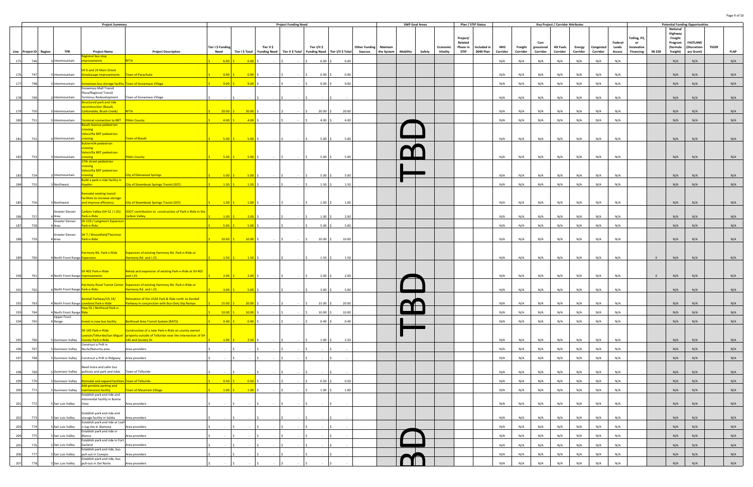| | | | | Project Summary | | Project Funding Need | | | | | | | | SWP Goal Areas | | | | Plan / STIP Status | | Key Project / Corridor Attributes | | | | | | | Potential Funding Opportunities | | | | | |
|---|---|---|---|---|---|---|---|---|---|---|---|---|---|---|---|---|---|---|---|---|---|---|---|---|---|---|---|---|---|---|---|---|
| Line | Project ID | Region | TPR | Project Name | Project Description | Tier I $ Funding Need | Tier I $ Total | Tier II $ Funding Need | Tier II $ Total | Tier I/II $ Funding Need | Tier I/II $ Total | Other Funding Sources | Maintain the System | Mobility | Safety | Economic Vitality | Project/ Related Phase in STIP | Included in 2040 Plan | NHS Corridor | Freight Corridor | Con-gressional Corridor | Alt Fuels Corridor | Energy Corridor | Congested Corridor | Federal Lands Access | Tolling, P3, or Innovative Financing | SB 228 | National Highway Freight Program (formula freight) | FASTLANE (Discretion-ary Grant) | TIGER | FLAP |
| 175 | T46 | 3 | Intermountain | Regional bus stop improvements | RFTA | $ 6.00 | $ 6.00 | $ - | $ - | $ 6.00 | $ 6.00 | | | | | | | | N/A | N/A | N/A | N/A | N/A | N/A | N/A | | | N/A | N/A | | N/A |
| 176 | T47 | 3 | Intermountain | SH 6 and 24 Main Street Streetscape Improvements | Town of Parachute | $ 0.90 | $ 0.90 | $ - | $ - | $ 0.90 | $ 0.90 | | | | | | | | N/A | N/A | N/A | N/A | N/A | N/A | N/A | | | N/A | N/A | | N/A |
| 177 | T48 | 3 | Intermountain | Snowmass bus storage facility | Town of Snowmass Village | $ 9.00 | $ 9.00 | $ - | $ - | $ 9.00 | $ 9.00 | | | | | | | | N/A | N/A | N/A | N/A | N/A | N/A | N/A | | | N/A | N/A | | N/A |
| 178 | T49 | 3 | Intermountain | Snowmass Mall Transit Plaza/Regional Transit Terminus Redevelopment | Town of Snowmass Village | $ - | $ - | $ - | $ - | $ - | $ - | | | | | | | | N/A | N/A | N/A | N/A | N/A | N/A | N/A | | | N/A | N/A | | N/A |
| 179 | T50 | 3 | Intermountain | Structured park and ride reconstruction (Basalt, Carbondale, Brush Creek) | RFTA | $ 20.00 | $ 20.00 | $ - | $ - | $ 20.00 | $ 20.00 | | | | | | | | N/A | N/A | N/A | N/A | N/A | N/A | N/A | | | N/A | N/A | | N/A |
| 180 | T51 | 3 | Intermountain | Terminal connection to BRT | Pitkin County | $ 4.00 | $ 4.00 | $ - | $ - | $ 4.00 | $ 4.00 | | TBD | | | | | | N/A | N/A | N/A | N/A | N/A | N/A | N/A | | | N/A | N/A | | N/A |
| 181 | T52 | 3 | Intermountain | Basalt Avenue pedestrian crossing Velocirfta BRT pedestrian crossing | Town of Basalt | $ 5.00 | $ 5.00 | $ - | $ - | $ 5.00 | $ 5.00 | | | | | | | | N/A | N/A | N/A | N/A | N/A | N/A | N/A | | | N/A | N/A | | N/A |
| 182 | T53 | 3 | Intermountain | Buttermilk pedestrian crossing Velocirfta BRT pedestrian crossing | Pitkin County | $ 5.00 | $ 5.00 | $ - | $ - | $ 5.00 | $ 5.00 | | | | | | | | N/A | N/A | N/A | N/A | N/A | N/A | N/A | | | N/A | N/A | | N/A |
| 183 | T54 | 3 | Intermountain | 27th street pedestrian crossing Velocirfta BRT pedestrian crossing | City of Glenwood Springs | $ 5.00 | $ 5.00 | $ - | $ - | $ 5.00 | $ 5.00 | | | | | | | | N/A | N/A | N/A | N/A | N/A | N/A | N/A | | | N/A | N/A | | N/A |
| 184 | T55 | 3 | Northwest | Build a park-n-ride facility in Hayden | City of Steamboat Springs Transit (SST) | $ 1.50 | $ 1.50 | $ - | $ - | $ 1.50 | $ 1.50 | | | | | | | | N/A | N/A | N/A | N/A | N/A | N/A | N/A | | | N/A | N/A | | N/A |
| 185 | T56 | 3 | Northwest | Remodel existing transit facilities to increase storage and improve efficiency | City of Steamboat Springs Transit (SST) | $ 1.00 | $ 1.00 | $ - | $ - | $ 1.00 | $ 1.00 | | | | | | | | N/A | N/A | N/A | N/A | N/A | N/A | N/A | | | N/A | N/A | | N/A |
| 186 | T57 | 4 | Greater Denver Area | Carbon Valley (SH 52 / I-25) Park-n-Ride | CDOT contribution to construction of Park-n-Ride in the Carbon Valley. | $ 1.00 | $ 2.00 | $ - | $ - | $ 1.00 | $ 2.00 | | | | | | | | N/A | N/A | N/A | N/A | N/A | N/A | N/A | | | N/A | N/A | | N/A |
| 187 | T58 | 4 | Greater Denver Area | SH 119 / Longmont Expansion Park-n-Ride | | $ 5.00 | $ 5.00 | $ - | $ - | $ 5.00 | $ 5.00 | | | | | | | | N/A | N/A | N/A | N/A | N/A | N/A | N/A | | | N/A | N/A | | N/A |
| 188 | T59 | 4 | Greater Denver Area | SH 7 / Broomfield/Thornton Park-n-Ride | | $ 10.00 | $ 10.00 | $ - | $ - | $ 10.00 | $ 10.00 | | | | | | | | N/A | N/A | N/A | N/A | N/A | N/A | N/A | | | N/A | N/A | | N/A |
| 189 | T60 | 4 | North Front Range | Harmony Rd. Park-n-Ride Expansion | Expansion of exisitng Harmony Rd. Park-n-RIde at Harmony Rd. and I-25. | $ 1.50 | $ 1.50 | $ - | $ - | $ 1.50 | $ 1.50 | | | | | | | | N/A | N/A | N/A | N/A | N/A | N/A | N/A | | X | N/A | N/A | | N/A |
| 190 | T61 | 4 | North Front Range | SH 402 Park-n-Ride Improvements | Rehab and expansion of existing Park-n-Ride at SH 402 and I-25. | $ 2.00 | $ 2.00 | $ - | $ - | $ 2.00 | $ 2.00 | | TBD | | | | | | N/A | N/A | N/A | N/A | N/A | N/A | N/A | | X | N/A | N/A | | N/A |
| 191 | T62 | 4 | North Front Range | Harmony Road Transit Center Park-n-Ride | Expansion of exisitng Harmony Rd. Park-n-RIde at Harmony Rd. and I-25. | $ 3.00 | $ 5.00 | $ - | $ - | $ 3.00 | $ 5.00 | | | | | | | | N/A | N/A | N/A | N/A | N/A | N/A | N/A | | | N/A | N/A | | N/A |
| 192 | T63 | 4 | North Front Range | Kendall Parkway/US 34/ Loveland Park-n-Ride | Relocation of the US34 Park & Ride north to Kendall Parkway in conjunction with Bus-Only Slip Ramps | $ 15.00 | $ 20.00 | $ - | $ - | $ 15.00 | $ 20.00 | | | | | | | | N/A | N/A | N/A | N/A | N/A | N/A | N/A | | | N/A | N/A | | N/A |
| 193 | T64 | 4 | North Front Range | Hwy 56 / Berthoud Park-n-Ride | | $ 10.00 | $ 10.00 | $ - | $ - | $ 10.00 | $ 10.00 | | | | | | | | N/A | N/A | N/A | N/A | N/A | N/A | N/A | | | N/A | N/A | | N/A |
| 194 | T65 | 4 | Upper Front Range | Invest in new bus facility | Berthoud Area Transit System (BATS) | $ 0.40 | $ 0.40 | $ - | $ - | $ 0.40 | $ 0.40 | | | | | | | | N/A | N/A | N/A | N/A | N/A | N/A | N/A | | | N/A | N/A | | N/A |
| 195 | T66 | 5 | Gunnison Valley | SH 145 Park-n-Ride Lawson/Telluride/San Miguel County Park-n-Ride | Construction of a new Park-n-Ride on county owned property outside of Telluride near the intersection of SH 145 and Society Dr. | $ 1.00 | $ 2.50 | $ - | $ - | $ 1.00 | $ 2.50 | | | | | | | | N/A | N/A | N/A | N/A | N/A | N/A | N/A | | | N/A | N/A | | N/A |
| 196 | T67 | 5 | Gunnison Valley | Construct a PnR in Nucla/Naturita area | Area providers | $ - | $ - | $ - | $ - | $ - | $ - | | | | | | | | N/A | N/A | N/A | N/A | N/A | N/A | N/A | | | N/A | N/A | | N/A |
| 197 | T68 | 5 | Gunnison Valley | Construct a PnR in Ridgway | Area providers | $ - | $ - | $ - | $ - | $ - | $ - | | | | | | | | N/A | N/A | N/A | N/A | N/A | N/A | N/A | | | N/A | N/A | | N/A |
| 198 | T69 | 5 | Gunnison Valley | Need more and safer bus pullouts and park and rides | Town of Telluride | $ - | $ - | $ - | $ - | $ - | $ - | | | | | | | | N/A | N/A | N/A | N/A | N/A | N/A | N/A | | | N/A | N/A | | N/A |
| 199 | T70 | 5 | Gunnison Valley | Remodel and expand facilities | Town of Telluride | $ 0.50 | $ 0.50 | $ - | $ - | $ 0.50 | $ 0.50 | | | | | | | | N/A | N/A | N/A | N/A | N/A | N/A | N/A | | | N/A | N/A | | N/A |
| 200 | T71 | 5 | Gunnison Valley | Add gondola parking and maintenance facility | Town of Mountain Village | $ 1.00 | $ 1.00 | $ - | $ - | $ 1.00 | $ 1.00 | | | | | | | | N/A | N/A | N/A | N/A | N/A | N/A | N/A | | | N/A | N/A | | N/A |
| 201 | T72 | 5 | San Luis Valley | Establish park and ride and intermodal facility in Buena Vista | Area providers | $ - | $ - | $ - | $ - | $ - | $ - | | | | | | | | N/A | N/A | N/A | N/A | N/A | N/A | N/A | | | N/A | N/A | | N/A |
| 202 | T73 | 5 | San Luis Valley | Establish park and ride and storage facility in Salida | Area providers | $ - | $ - | $ - | $ - | $ - | $ - | | | | | | | | N/A | N/A | N/A | N/A | N/A | N/A | N/A | | | N/A | N/A | | N/A |
| 203 | T74 | 5 | San Luis Valley | Establish park and ride at Loaf-n-Jug site in Alamosa | Area providers | $ - | $ - | $ - | $ - | $ - | $ - | | | | | | | | N/A | N/A | N/A | N/A | N/A | N/A | N/A | | | N/A | N/A | | N/A |
| 204 | T75 | 5 | San Luis Valley | Establish park and ride in Blanca | Area providers | $ - | $ - | $ - | $ - | $ - | $ - | | TBD | | | | | | N/A | N/A | N/A | N/A | N/A | N/A | N/A | | | N/A | N/A | | N/A |
| 205 | T76 | 5 | San Luis Valley | Establish park and ride in Fort Garland | Area providers | $ - | $ - | $ - | $ - | $ - | $ - | | | | | | | | N/A | N/A | N/A | N/A | N/A | N/A | N/A | | | N/A | N/A | | N/A |
| 206 | T77 | 5 | San Luis Valley | Establish park and ride, bus pull-out in Conejos | Area providers | $ - | $ - | $ - | $ - | $ - | $ - | | | | | | | | N/A | N/A | N/A | N/A | N/A | N/A | N/A | | | N/A | N/A | | N/A |
| 207 | T78 | 5 | San Luis Valley | Establish park and ride, bus pull-out in Del Norte | Area providers | $ - | $ - | $ - | $ - | $ - | $ - | | | | | | | | N/A | N/A | N/A | N/A | N/A | N/A | N/A | | | N/A | N/A | | N/A |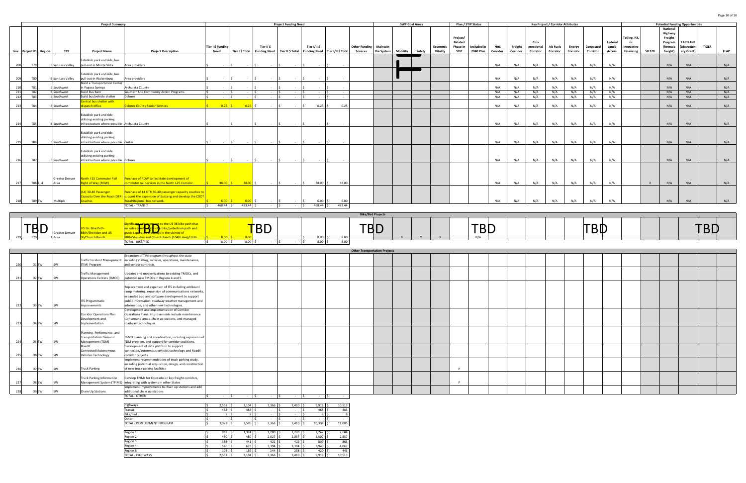| | | | | Project Summary | | Project Funding Need | | | | | | | | SWP Goal Areas | | | | Plan / STIP Status | | Key Project / Corridor Attributes | | | | | | | Potential Funding Opportunities | | | | | |
|---|---|---|---|---|---|---|---|---|---|---|---|---|---|---|---|---|---|---|---|---|---|---|---|---|---|---|---|---|---|---|---|---|
| Line | Project ID | Region | TPR | Project Name | Project Description | Tier I $ Funding Need | Tier I $ Total | Tier II $ Funding Need | Tier II $ Total | Tier I/II $ Funding Need | Tier I/II $ Total | Other Funding Sources | Maintain the System | Mobility | Safety | Economic Vitality | Project/ Related Phase in STIP | Included in 2040 Plan | NHS Corridor | Freight Corridor | Con-gressional Corridor | Alt Fuels Corridor | Energy Corridor | Congested Corridor | Federal Lands Access | Tolling, P3, or Innovative Financing | SB 228 | National Highway Freight Program (formula freight) | FASTLANE (Discretion-ary Grant) | TIGER | FLAP |
| 208 | T79 | 5 | San Luis Valley | Establish park and ride, bus pull-out in Monte Vista | Area providers | $ - | $ - | $ - | $ - | $ - | $ - | | | | | | | | N/A | N/A | N/A | N/A | N/A | N/A | N/A | | | N/A | N/A | | N/A |
| 209 | T80 | 5 | San Luis Valley | Establish park and ride, bus pull-out in Walsenburg | Area providers | $ - | $ - | $ - | $ - | $ - | $ - | | | | | | | | N/A | N/A | N/A | N/A | N/A | N/A | N/A | | | N/A | N/A | | N/A |
| 210 | T81 | 5 | Southwest | Build a Transportation Center in Pagosa Springs | Archuleta County | $ - | $ - | $ - | $ - | $ - | $ - | | | | | | | | N/A | N/A | N/A | N/A | N/A | N/A | N/A | | | N/A | N/A | | N/A |
| 211 | T82 | 5 | Southwest | Build Bus Barn | Southern Ute Community Action Programs | $ - | $ - | $ - | $ - | $ - | $ - | | | | | | | | N/A | N/A | N/A | N/A | N/A | N/A | N/A | | | N/A | N/A | | N/A |
| 212 | T83 | 5 | Southwest | Build bus/vehicle shelter | Dolores | $ - | $ - | $ - | $ - | $ - | $ - | | | | | | | | N/A | N/A | N/A | N/A | N/A | N/A | N/A | | | N/A | N/A | | N/A |
| 213 | T84 | 5 | Southwest | Central bus shelter with dispatch office | Dolores County Senior Services | $ 0.25 | $ 0.25 | $ - | $ - | $ 0.25 | 0.25 | | | | | | | | N/A | N/A | N/A | N/A | N/A | N/A | N/A | | | N/A | N/A | | N/A |
| 214 | T85 | 5 | Southwest | Establish park and ride utilizing existing parking infrastructure where possible | Archuleta County | $ - | $ - | $ - | $ - | $ - | $ - | | | | | | | | N/A | N/A | N/A | N/A | N/A | N/A | N/A | | | N/A | N/A | | N/A |
| 215 | T86 | 5 | Southwest | Establish park and ride utilizing existing parking infrastructure where possible | Cortez | $ - | $ - | $ - | $ - | $ - | $ - | | | | | | | | N/A | N/A | N/A | N/A | N/A | N/A | N/A | | | N/A | N/A | | N/A |
| 216 | T87 | 5 | Southwest | Establish park and ride utilizing existing parking infrastructure where possible | Dolores | $ - | $ - | $ - | $ - | $ - | $ - | | | | | | | | N/A | N/A | N/A | N/A | N/A | N/A | N/A | | | N/A | N/A | | N/A |
| 217 | T88 | 1, 4 | Greater Denver Area | North I-25 Commuter Rail Right of Way (ROW) | Purchase of ROW to facilitate development of commuter rail services in the North I-25 Corridor. | $ 38.00 | $ 38.00 | $ - | $ - | $ 38.00 | $ 38.00 | | | | | | | | N/A | N/A | N/A | N/A | N/A | N/A | N/A | X | | N/A | N/A | | N/A |
| 218 | T89 | SW | Multiple | (14) 30-40 Passenger Capacity Over the Road (OTR) Coaches | Purchase of 14 OTR 30-40 passenger capacity coaches to support the expansion of Bustang and develop the CDOT Rural/Regional bus network. | $ 6.00 | $ 6.00 | $ - | $ - | $ 6.00 | $ 6.00 | | | | | | | | N/A | N/A | N/A | N/A | N/A | N/A | N/A | | | N/A | N/A | | N/A |
| | | | | | TOTAL - TRANSIT | $ 468.44 | $ 483.44 | $ - | $ - | $ 468.44 | $ 483.44 | | | | | | | | | | | | | | | | | | | | |
| | | | | | **Bike/Ped Projects** | | | | | | | | | | | | | | | | | | | | | | | | | | |
| 219 | 120 (TBD) | 1 | Greater Denver Area | US 36: Bike Path-88th/Sheridan and US 36/Church Ranch | Significant enhancement to the US 36 bike path that includes construction of a bike/pedestrian path and grade separated crossings in the vicinity of 88th/Sheridan and Church Ranch (104th Ave)/US36. | $ 8.00 | 8.00 (TBD) | | | $ 8.00 | $ 8.00 | TBD | X | X | X | | | TBD N/A | | | | | | TBD | | | | | | TBD | |
| | | | | | TOTAL - BIKE/PED | $ 8.00 | $ 8.00 | $ - | $ - | $ 8.00 | $ 8.00 | | | | | | | | | | | | | | | | | | | | |
| | | | | | **Other Transportation Projects** | | | | | | | | | | | | | | | | | | | | | | | | | | |
| 220 | O1 | SW | SW | Traffic Incident Management (TIM) Program | Expansion of TIM program throughout the state including staffing, vehicles, operations, maintenance, and vendor contracts. | | | | | | | | | | | | | | | | | | | | | | | | | | |
| 221 | O2 | SW | SW | Traffic Management Operations Centers (TMOC) | Updates and modernizations to existing TMOCs, and potential new TMOCs in Regions 4 and 5. | | | | | | | | | | | | | | | | | | | | | | | | | | |
| 222 | O3 | SW | SW | ITS Programmatic Improvements | Replacement and expanson of ITS including addiioanl ramp metering, expansion of communications networks, expanded app and software development to support public information, roadway weather management and information, and other new technologies. | | | | | | | | | | | | | | | | | | | | | | | | | | |
| 223 | O4 | SW | SW | Corridor Operations Plan Development and Implementation | Development and implementation of Corridor Operations Plans. Improvements include maintenance turn around areas, chain up stations, and managed roadway technologies. | | | | | | | | | | | | | | | | | | | | | | | | | | |
| 224 | O5 | SW | SW | Planning, Performance, and Transportation Demand Management (TDM) | TSMO planning and coordination, including expansion of TDM program, and support for corridor coalitions. | | | | | | | | | | | | | | | | | | | | | | | | | | |
| 225 | O6 | SW | SW | RoadX Connected/Autonomous Vehicles Technology | Development of data platform to support connected/autonmous vehicles technology and RoadX corridor projects. | | | | | | | | | | | | | | | | | | | | | | | | | | |
| 226 | O7 | SW | SW | Truck Parking | Implement recommendations of truck parking study, including potential acquisition, design, and construction of new truck parking facilities | | | | | | | | | | | | P | | | | | | | | | | | | | | |
| 227 | O8 | SW | SW | Truck Parking Information Management System (TPIMS) | Develop TPIMs for Colorado on key freight corridors, integrating with systems in other States | | | | | | | | | | | | P | | | | | | | | | | | | | | |
| 228 | O9 | SW | SW | Chain Up Stations | Implement improvements to chain up stations and add additional chain up stations | | | | | | | | | | | | | | | | | | | | | | | | | | |
| | | | | | TOTAL - OTHER | $ - | $ - | $ - | $ - | $ - | $ - | | | | | | | | | | | | | | | | | | | | |

| | Tier I $ Funding Need | Tier I $ Total | Tier II $ Funding Need | Tier II $ Total | Tier I/II $ Funding Need | Tier I/II $ Total |
|---|---|---|---|---|---|---|
| Highways | $ 2,552 | $ 3,104 | $ 7,366 | $ 7,410 | $ 9,918 | $ 10,513 |
| Transit | $ 468 | $ 483 | $ - | $ - | $ 468 | $ 483 |
| Bike/Ped | $ 8 | $ 8 | $ - | $ - | $ 8 | $ 8 |
| Other | $ - | $ - | $ - | $ - | $ - | $ - |
| TOTAL - DEVELOPMENT PROGRAM | $ 3,028 | $ 3,595 | $ 7,366 | $ 7,410 | $ 10,394 | $ 11,005 |

| | Tier I $ Funding Need | Tier I $ Total | Tier II $ Funding Need | Tier II $ Total | Tier I/II $ Funding Need | Tier I/II $ Total |
|---|---|---|---|---|---|---|
| Region 1 | $ 962 | $ 1,324 | $ 1,280 | $ 1,280 | $ 2,242 | $ 2,604 |
| Region 2 | $ 480 | $ 480 | $ 2,027 | $ 2,057 | $ 2,507 | $ 2,537 |
| Region 3 | $ 388 | $ 441 | $ 422 | $ 422 | $ 809 | $ 863 |
| Region 4 | $ 546 | $ 673 | $ 3,394 | $ 3,394 | $ 3,940 | $ 4,067 |
| Region 5 | $ 176 | $ 185 | $ 244 | $ 258 | $ 420 | $ 443 |
| TOTAL - HIGHWAYS | $ 2,552 | $ 3,104 | $ 7,366 | $ 7,410 | $ 9,918 | $ 10,513 |